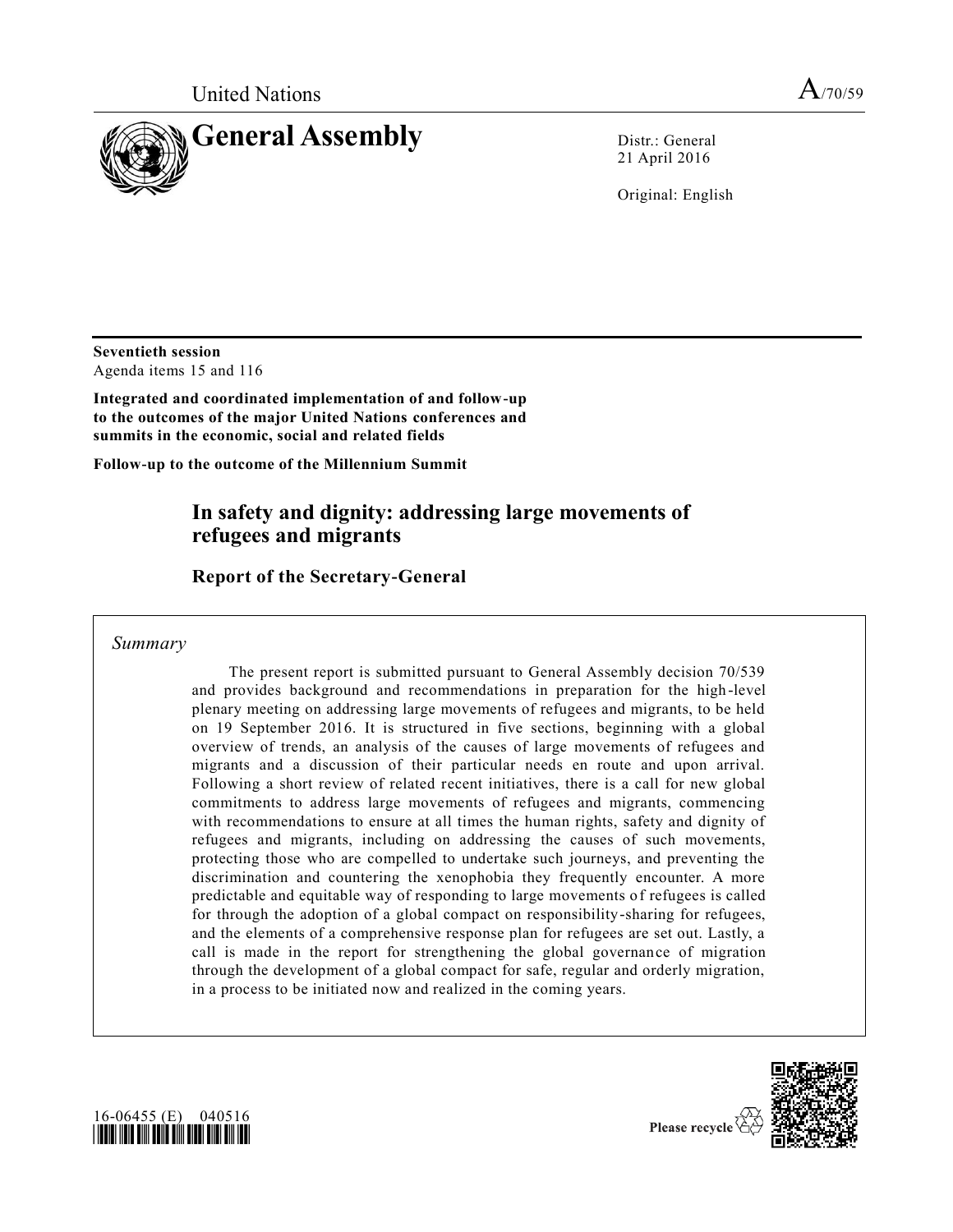United Nations

# General Assembly

A/70/59

Distr.: General
21 April 2016

Original: English

**Seventieth session**
Agenda items 15 and 116

**Integrated and coordinated implementation of and follow-up to the outcomes of the major United Nations conferences and summits in the economic, social and related fields**

**Follow-up to the outcome of the Millennium Summit**

## In safety and dignity: addressing large movements of refugees and migrants

### Report of the Secretary-General

*Summary*

The present report is submitted pursuant to General Assembly decision 70/539 and provides background and recommendations in preparation for the high-level plenary meeting on addressing large movements of refugees and migrants, to be held on 19 September 2016. It is structured in five sections, beginning with a global overview of trends, an analysis of the causes of large movements of refugees and migrants and a discussion of their particular needs en route and upon arrival. Following a short review of related recent initiatives, there is a call for new global commitments to address large movements of refugees and migrants, commencing with recommendations to ensure at all times the human rights, safety and dignity of refugees and migrants, including on addressing the causes of such movements, protecting those who are compelled to undertake such journeys, and preventing the discrimination and countering the xenophobia they frequently encounter. A more predictable and equitable way of responding to large movements of refugees is called for through the adoption of a global compact on responsibility-sharing for refugees, and the elements of a comprehensive response plan for refugees are set out. Lastly, a call is made in the report for strengthening the global governance of migration through the development of a global compact for safe, regular and orderly migration, in a process to be initiated now and realized in the coming years.

16-06455 (E) 040516

Please recycle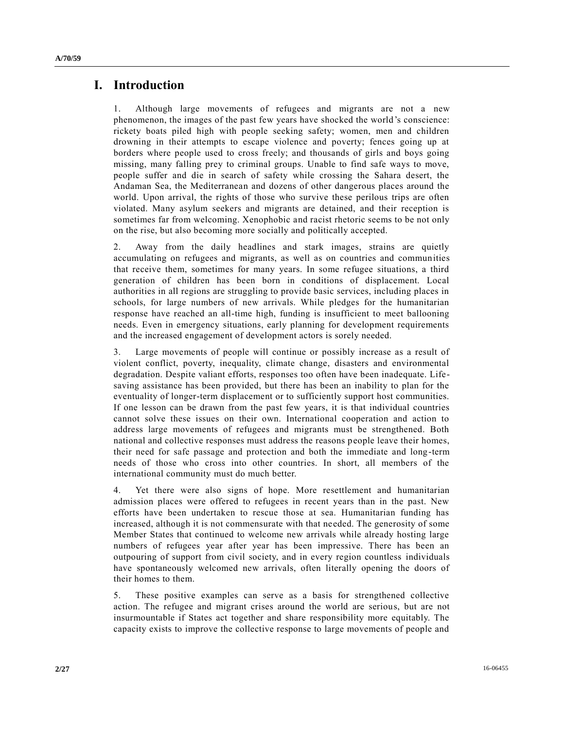# I. Introduction

1. Although large movements of refugees and migrants are not a new phenomenon, the images of the past few years have shocked the world's conscience: rickety boats piled high with people seeking safety; women, men and children drowning in their attempts to escape violence and poverty; fences going up at borders where people used to cross freely; and thousands of girls and boys going missing, many falling prey to criminal groups. Unable to find safe ways to move, people suffer and die in search of safety while crossing the Sahara desert, the Andaman Sea, the Mediterranean and dozens of other dangerous places around the world. Upon arrival, the rights of those who survive these perilous trips are often violated. Many asylum seekers and migrants are detained, and their reception is sometimes far from welcoming. Xenophobic and racist rhetoric seems to be not only on the rise, but also becoming more socially and politically accepted.

2. Away from the daily headlines and stark images, strains are quietly accumulating on refugees and migrants, as well as on countries and communities that receive them, sometimes for many years. In some refugee situations, a third generation of children has been born in conditions of displacement. Local authorities in all regions are struggling to provide basic services, including places in schools, for large numbers of new arrivals. While pledges for the humanitarian response have reached an all-time high, funding is insufficient to meet ballooning needs. Even in emergency situations, early planning for development requirements and the increased engagement of development actors is sorely needed.

3. Large movements of people will continue or possibly increase as a result of violent conflict, poverty, inequality, climate change, disasters and environmental degradation. Despite valiant efforts, responses too often have been inadequate. Life-saving assistance has been provided, but there has been an inability to plan for the eventuality of longer-term displacement or to sufficiently support host communities. If one lesson can be drawn from the past few years, it is that individual countries cannot solve these issues on their own. International cooperation and action to address large movements of refugees and migrants must be strengthened. Both national and collective responses must address the reasons people leave their homes, their need for safe passage and protection and both the immediate and long-term needs of those who cross into other countries. In short, all members of the international community must do much better.

4. Yet there were also signs of hope. More resettlement and humanitarian admission places were offered to refugees in recent years than in the past. New efforts have been undertaken to rescue those at sea. Humanitarian funding has increased, although it is not commensurate with that needed. The generosity of some Member States that continued to welcome new arrivals while already hosting large numbers of refugees year after year has been impressive. There has been an outpouring of support from civil society, and in every region countless individuals have spontaneously welcomed new arrivals, often literally opening the doors of their homes to them.

5. These positive examples can serve as a basis for strengthened collective action. The refugee and migrant crises around the world are serious, but are not insurmountable if States act together and share responsibility more equitably. The capacity exists to improve the collective response to large movements of people and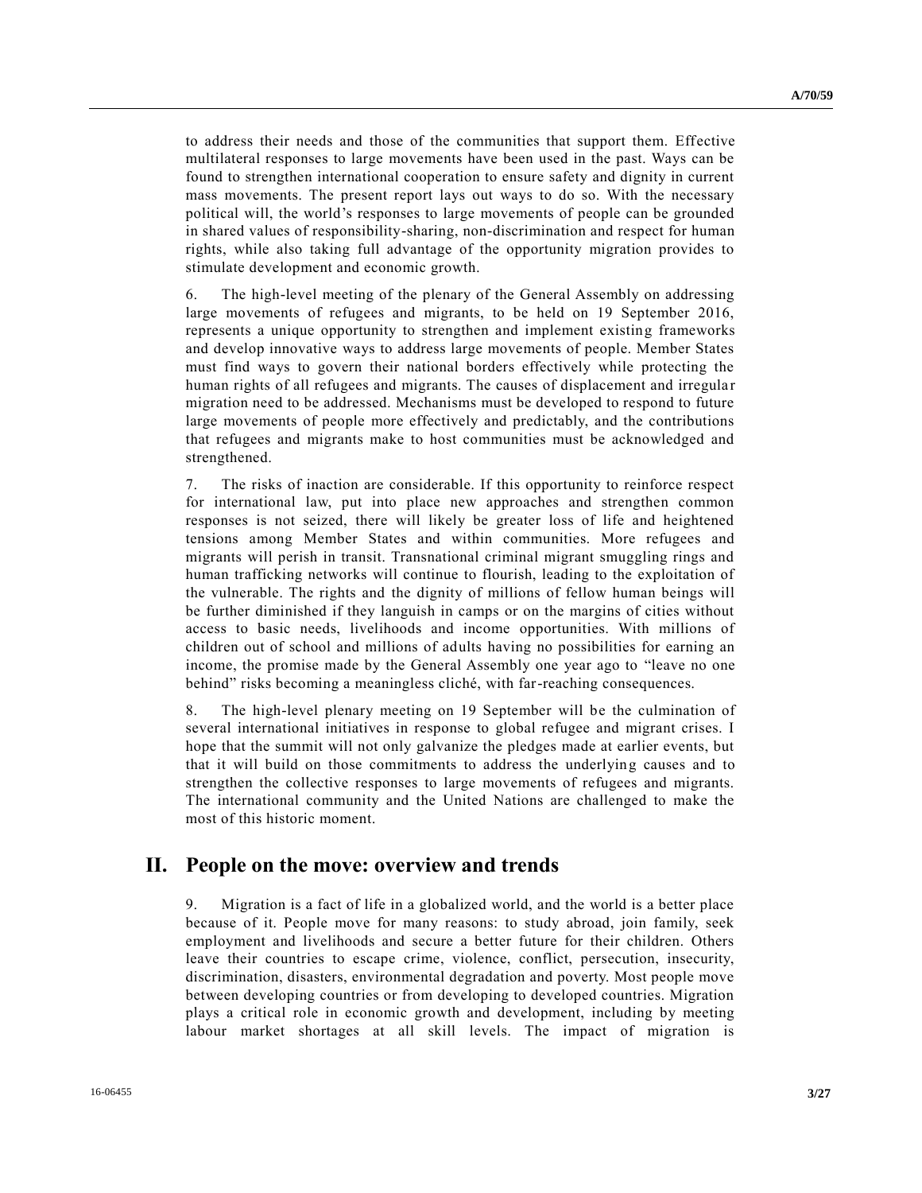to address their needs and those of the communities that support them. Effective multilateral responses to large movements have been used in the past. Ways can be found to strengthen international cooperation to ensure safety and dignity in current mass movements. The present report lays out ways to do so. With the necessary political will, the world's responses to large movements of people can be grounded in shared values of responsibility-sharing, non-discrimination and respect for human rights, while also taking full advantage of the opportunity migration provides to stimulate development and economic growth.

6. The high-level meeting of the plenary of the General Assembly on addressing large movements of refugees and migrants, to be held on 19 September 2016, represents a unique opportunity to strengthen and implement existing frameworks and develop innovative ways to address large movements of people. Member States must find ways to govern their national borders effectively while protecting the human rights of all refugees and migrants. The causes of displacement and irregular migration need to be addressed. Mechanisms must be developed to respond to future large movements of people more effectively and predictably, and the contributions that refugees and migrants make to host communities must be acknowledged and strengthened.

7. The risks of inaction are considerable. If this opportunity to reinforce respect for international law, put into place new approaches and strengthen common responses is not seized, there will likely be greater loss of life and heightened tensions among Member States and within communities. More refugees and migrants will perish in transit. Transnational criminal migrant smuggling rings and human trafficking networks will continue to flourish, leading to the exploitation of the vulnerable. The rights and the dignity of millions of fellow human beings will be further diminished if they languish in camps or on the margins of cities without access to basic needs, livelihoods and income opportunities. With millions of children out of school and millions of adults having no possibilities for earning an income, the promise made by the General Assembly one year ago to "leave no one behind" risks becoming a meaningless cliché, with far-reaching consequences.

8. The high-level plenary meeting on 19 September will be the culmination of several international initiatives in response to global refugee and migrant crises. I hope that the summit will not only galvanize the pledges made at earlier events, but that it will build on those commitments to address the underlying causes and to strengthen the collective responses to large movements of refugees and migrants. The international community and the United Nations are challenged to make the most of this historic moment.

## II. People on the move: overview and trends

9. Migration is a fact of life in a globalized world, and the world is a better place because of it. People move for many reasons: to study abroad, join family, seek employment and livelihoods and secure a better future for their children. Others leave their countries to escape crime, violence, conflict, persecution, insecurity, discrimination, disasters, environmental degradation and poverty. Most people move between developing countries or from developing to developed countries. Migration plays a critical role in economic growth and development, including by meeting labour market shortages at all skill levels. The impact of migration is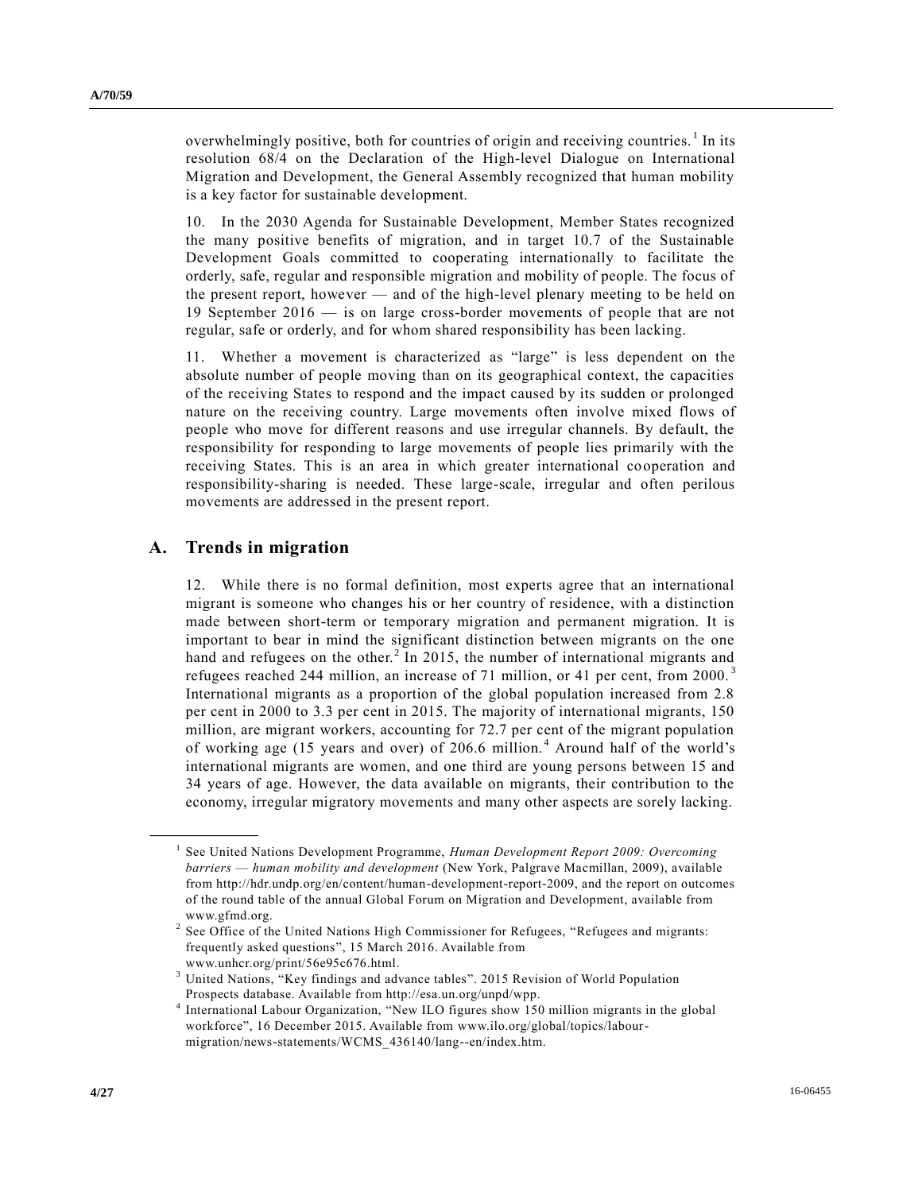overwhelmingly positive, both for countries of origin and receiving countries.[1] In its resolution 68/4 on the Declaration of the High-level Dialogue on International Migration and Development, the General Assembly recognized that human mobility is a key factor for sustainable development.

10. In the 2030 Agenda for Sustainable Development, Member States recognized the many positive benefits of migration, and in target 10.7 of the Sustainable Development Goals committed to cooperating internationally to facilitate the orderly, safe, regular and responsible migration and mobility of people. The focus of the present report, however — and of the high-level plenary meeting to be held on 19 September 2016 — is on large cross-border movements of people that are not regular, safe or orderly, and for whom shared responsibility has been lacking.

11. Whether a movement is characterized as "large" is less dependent on the absolute number of people moving than on its geographical context, the capacities of the receiving States to respond and the impact caused by its sudden or prolonged nature on the receiving country. Large movements often involve mixed flows of people who move for different reasons and use irregular channels. By default, the responsibility for responding to large movements of people lies primarily with the receiving States. This is an area in which greater international cooperation and responsibility-sharing is needed. These large-scale, irregular and often perilous movements are addressed in the present report.

## A. Trends in migration

12. While there is no formal definition, most experts agree that an international migrant is someone who changes his or her country of residence, with a distinction made between short-term or temporary migration and permanent migration. It is important to bear in mind the significant distinction between migrants on the one hand and refugees on the other.[2] In 2015, the number of international migrants and refugees reached 244 million, an increase of 71 million, or 41 per cent, from 2000.[3] International migrants as a proportion of the global population increased from 2.8 per cent in 2000 to 3.3 per cent in 2015. The majority of international migrants, 150 million, are migrant workers, accounting for 72.7 per cent of the migrant population of working age (15 years and over) of 206.6 million.[4] Around half of the world's international migrants are women, and one third are young persons between 15 and 34 years of age. However, the data available on migrants, their contribution to the economy, irregular migratory movements and many other aspects are sorely lacking.

---

[1] See United Nations Development Programme, *Human Development Report 2009: Overcoming barriers — human mobility and development* (New York, Palgrave Macmillan, 2009), available from http://hdr.undp.org/en/content/human-development-report-2009, and the report on outcomes of the round table of the annual Global Forum on Migration and Development, available from www.gfmd.org.

[2] See Office of the United Nations High Commissioner for Refugees, "Refugees and migrants: frequently asked questions", 15 March 2016. Available from www.unhcr.org/print/56e95c676.html.

[3] United Nations, "Key findings and advance tables". 2015 Revision of World Population Prospects database. Available from http://esa.un.org/unpd/wpp.

[4] International Labour Organization, "New ILO figures show 150 million migrants in the global workforce", 16 December 2015. Available from www.ilo.org/global/topics/labour-migration/news-statements/WCMS_436140/lang--en/index.htm.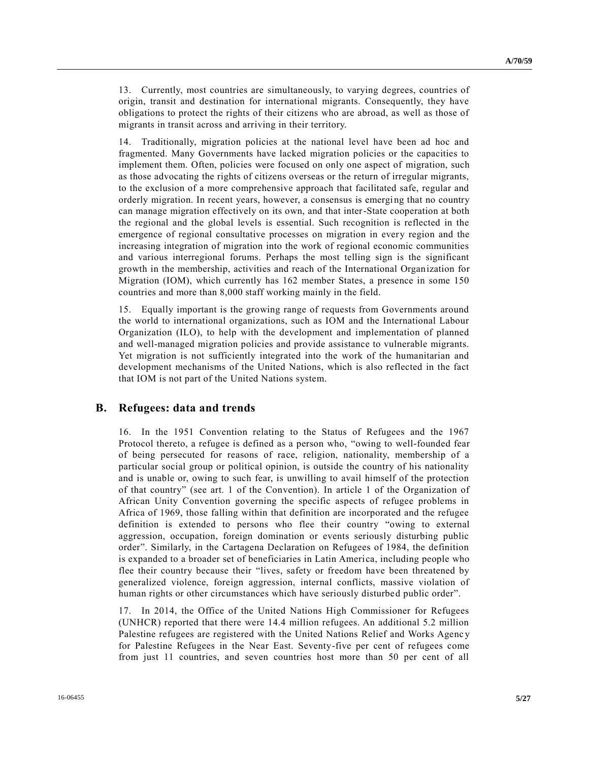13. Currently, most countries are simultaneously, to varying degrees, countries of origin, transit and destination for international migrants. Consequently, they have obligations to protect the rights of their citizens who are abroad, as well as those of migrants in transit across and arriving in their territory.

14. Traditionally, migration policies at the national level have been ad hoc and fragmented. Many Governments have lacked migration policies or the capacities to implement them. Often, policies were focused on only one aspect of migration, such as those advocating the rights of citizens overseas or the return of irregular migrants, to the exclusion of a more comprehensive approach that facilitated safe, regular and orderly migration. In recent years, however, a consensus is emerging that no country can manage migration effectively on its own, and that inter-State cooperation at both the regional and the global levels is essential. Such recognition is reflected in the emergence of regional consultative processes on migration in every region and the increasing integration of migration into the work of regional economic communities and various interregional forums. Perhaps the most telling sign is the significant growth in the membership, activities and reach of the International Organization for Migration (IOM), which currently has 162 member States, a presence in some 150 countries and more than 8,000 staff working mainly in the field.

15. Equally important is the growing range of requests from Governments around the world to international organizations, such as IOM and the International Labour Organization (ILO), to help with the development and implementation of planned and well-managed migration policies and provide assistance to vulnerable migrants. Yet migration is not sufficiently integrated into the work of the humanitarian and development mechanisms of the United Nations, which is also reflected in the fact that IOM is not part of the United Nations system.

## B. Refugees: data and trends

16. In the 1951 Convention relating to the Status of Refugees and the 1967 Protocol thereto, a refugee is defined as a person who, "owing to well-founded fear of being persecuted for reasons of race, religion, nationality, membership of a particular social group or political opinion, is outside the country of his nationality and is unable or, owing to such fear, is unwilling to avail himself of the protection of that country" (see art. 1 of the Convention). In article 1 of the Organization of African Unity Convention governing the specific aspects of refugee problems in Africa of 1969, those falling within that definition are incorporated and the refugee definition is extended to persons who flee their country "owing to external aggression, occupation, foreign domination or events seriously disturbing public order". Similarly, in the Cartagena Declaration on Refugees of 1984, the definition is expanded to a broader set of beneficiaries in Latin America, including people who flee their country because their "lives, safety or freedom have been threatened by generalized violence, foreign aggression, internal conflicts, massive violation of human rights or other circumstances which have seriously disturbed public order".

17. In 2014, the Office of the United Nations High Commissioner for Refugees (UNHCR) reported that there were 14.4 million refugees. An additional 5.2 million Palestine refugees are registered with the United Nations Relief and Works Agency for Palestine Refugees in the Near East. Seventy-five per cent of refugees come from just 11 countries, and seven countries host more than 50 per cent of all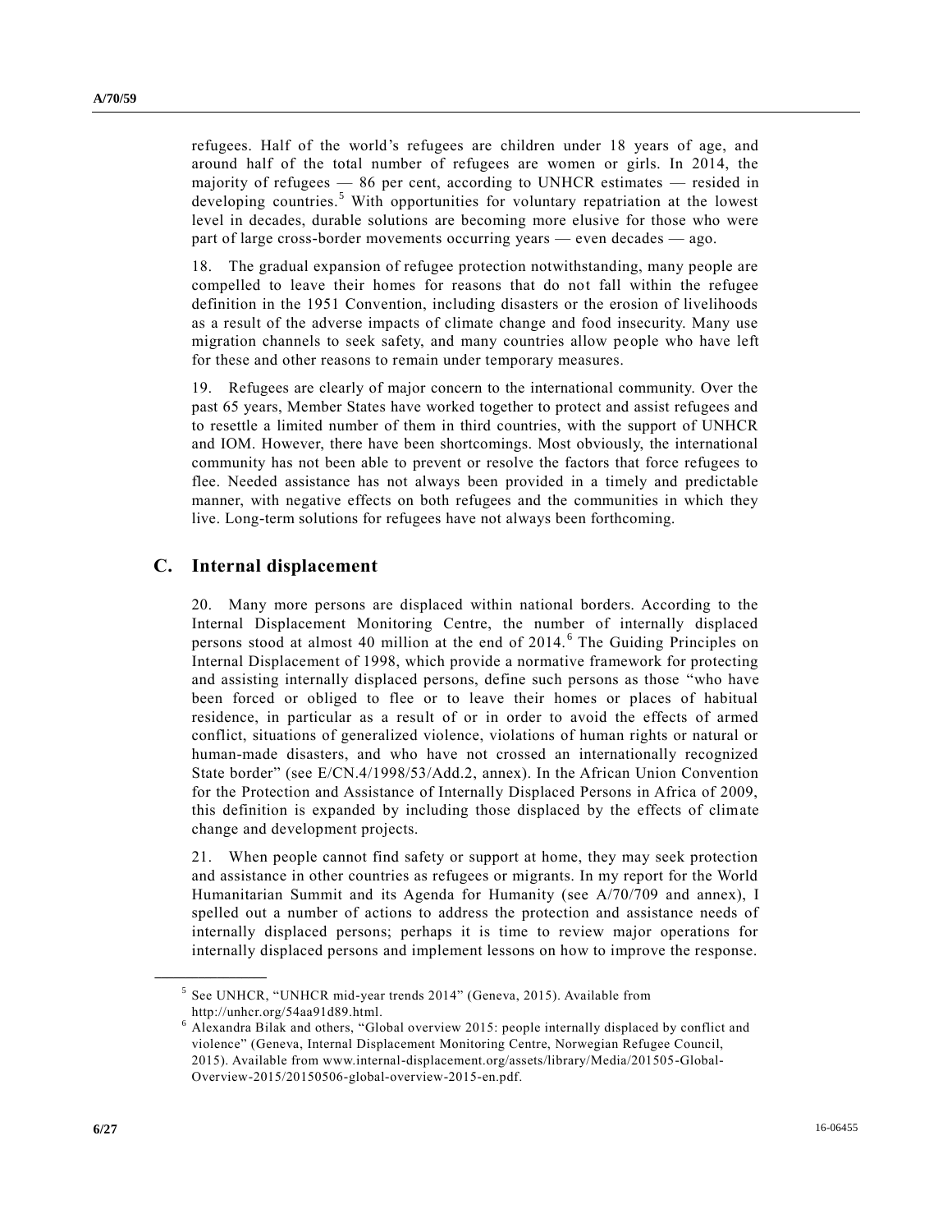refugees. Half of the world's refugees are children under 18 years of age, and around half of the total number of refugees are women or girls. In 2014, the majority of refugees — 86 per cent, according to UNHCR estimates — resided in developing countries.[5] With opportunities for voluntary repatriation at the lowest level in decades, durable solutions are becoming more elusive for those who were part of large cross-border movements occurring years — even decades — ago.

18. The gradual expansion of refugee protection notwithstanding, many people are compelled to leave their homes for reasons that do not fall within the refugee definition in the 1951 Convention, including disasters or the erosion of livelihoods as a result of the adverse impacts of climate change and food insecurity. Many use migration channels to seek safety, and many countries allow people who have left for these and other reasons to remain under temporary measures.

19. Refugees are clearly of major concern to the international community. Over the past 65 years, Member States have worked together to protect and assist refugees and to resettle a limited number of them in third countries, with the support of UNHCR and IOM. However, there have been shortcomings. Most obviously, the international community has not been able to prevent or resolve the factors that force refugees to flee. Needed assistance has not always been provided in a timely and predictable manner, with negative effects on both refugees and the communities in which they live. Long-term solutions for refugees have not always been forthcoming.

## C. Internal displacement

20. Many more persons are displaced within national borders. According to the Internal Displacement Monitoring Centre, the number of internally displaced persons stood at almost 40 million at the end of 2014.[6] The Guiding Principles on Internal Displacement of 1998, which provide a normative framework for protecting and assisting internally displaced persons, define such persons as those "who have been forced or obliged to flee or to leave their homes or places of habitual residence, in particular as a result of or in order to avoid the effects of armed conflict, situations of generalized violence, violations of human rights or natural or human-made disasters, and who have not crossed an internationally recognized State border" (see E/CN.4/1998/53/Add.2, annex). In the African Union Convention for the Protection and Assistance of Internally Displaced Persons in Africa of 2009, this definition is expanded by including those displaced by the effects of climate change and development projects.

21. When people cannot find safety or support at home, they may seek protection and assistance in other countries as refugees or migrants. In my report for the World Humanitarian Summit and its Agenda for Humanity (see A/70/709 and annex), I spelled out a number of actions to address the protection and assistance needs of internally displaced persons; perhaps it is time to review major operations for internally displaced persons and implement lessons on how to improve the response.

---

[5] See UNHCR, "UNHCR mid-year trends 2014" (Geneva, 2015). Available from http://unhcr.org/54aa91d89.html.

[6] Alexandra Bilak and others, "Global overview 2015: people internally displaced by conflict and violence" (Geneva, Internal Displacement Monitoring Centre, Norwegian Refugee Council, 2015). Available from www.internal-displacement.org/assets/library/Media/201505-Global-Overview-2015/20150506-global-overview-2015-en.pdf.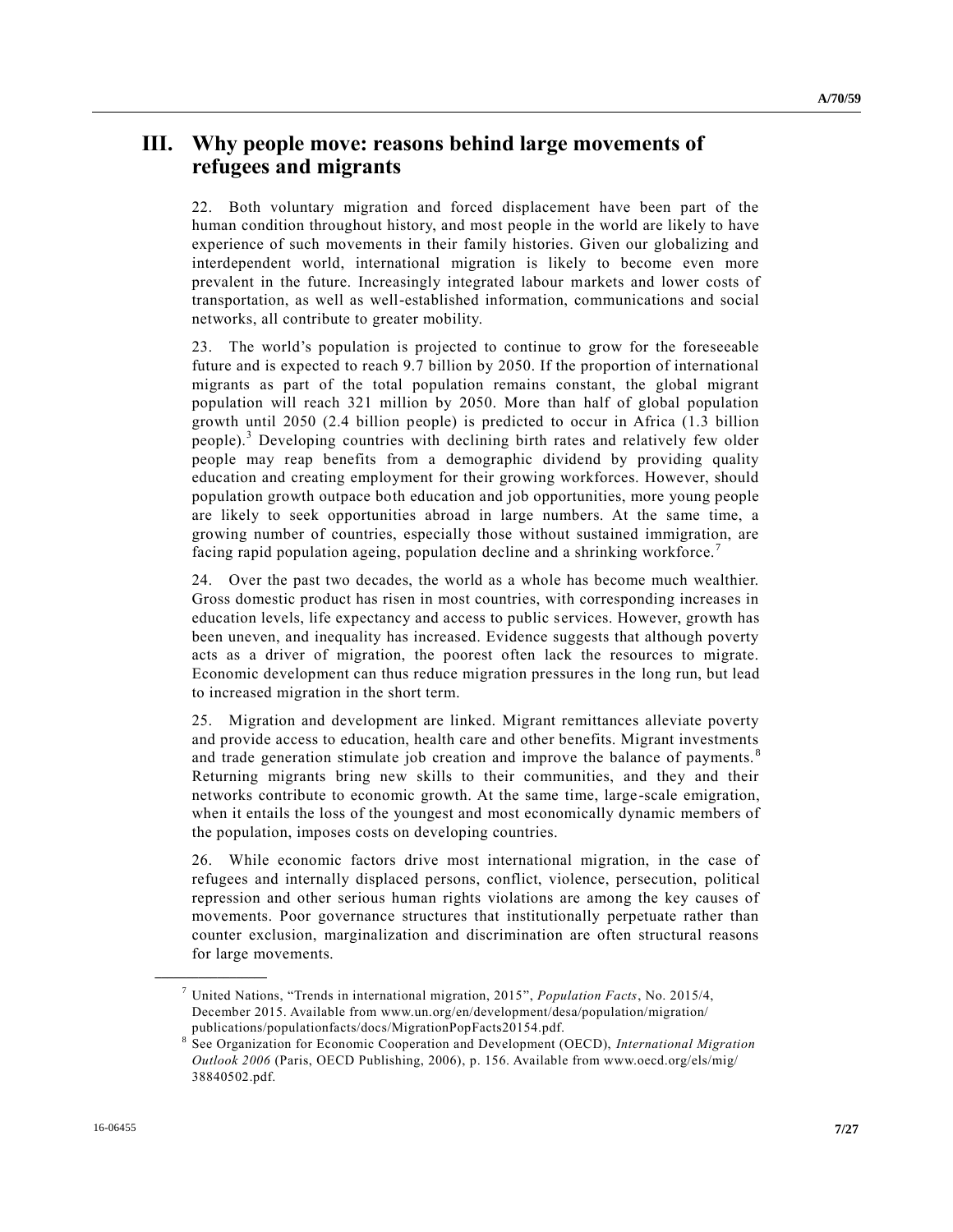# III. Why people move: reasons behind large movements of refugees and migrants

22. Both voluntary migration and forced displacement have been part of the human condition throughout history, and most people in the world are likely to have experience of such movements in their family histories. Given our globalizing and interdependent world, international migration is likely to become even more prevalent in the future. Increasingly integrated labour markets and lower costs of transportation, as well as well-established information, communications and social networks, all contribute to greater mobility.

23. The world's population is projected to continue to grow for the foreseeable future and is expected to reach 9.7 billion by 2050. If the proportion of international migrants as part of the total population remains constant, the global migrant population will reach 321 million by 2050. More than half of global population growth until 2050 (2.4 billion people) is predicted to occur in Africa (1.3 billion people).[3] Developing countries with declining birth rates and relatively few older people may reap benefits from a demographic dividend by providing quality education and creating employment for their growing workforces. However, should population growth outpace both education and job opportunities, more young people are likely to seek opportunities abroad in large numbers. At the same time, a growing number of countries, especially those without sustained immigration, are facing rapid population ageing, population decline and a shrinking workforce.[7]

24. Over the past two decades, the world as a whole has become much wealthier. Gross domestic product has risen in most countries, with corresponding increases in education levels, life expectancy and access to public services. However, growth has been uneven, and inequality has increased. Evidence suggests that although poverty acts as a driver of migration, the poorest often lack the resources to migrate. Economic development can thus reduce migration pressures in the long run, but lead to increased migration in the short term.

25. Migration and development are linked. Migrant remittances alleviate poverty and provide access to education, health care and other benefits. Migrant investments and trade generation stimulate job creation and improve the balance of payments.[8] Returning migrants bring new skills to their communities, and they and their networks contribute to economic growth. At the same time, large-scale emigration, when it entails the loss of the youngest and most economically dynamic members of the population, imposes costs on developing countries.

26. While economic factors drive most international migration, in the case of refugees and internally displaced persons, conflict, violence, persecution, political repression and other serious human rights violations are among the key causes of movements. Poor governance structures that institutionally perpetuate rather than counter exclusion, marginalization and discrimination are often structural reasons for large movements.

---

[7] United Nations, "Trends in international migration, 2015", *Population Facts*, No. 2015/4, December 2015. Available from www.un.org/en/development/desa/population/migration/publications/populationfacts/docs/MigrationPopFacts20154.pdf.

[8] See Organization for Economic Cooperation and Development (OECD), *International Migration Outlook 2006* (Paris, OECD Publishing, 2006), p. 156. Available from www.oecd.org/els/mig/38840502.pdf.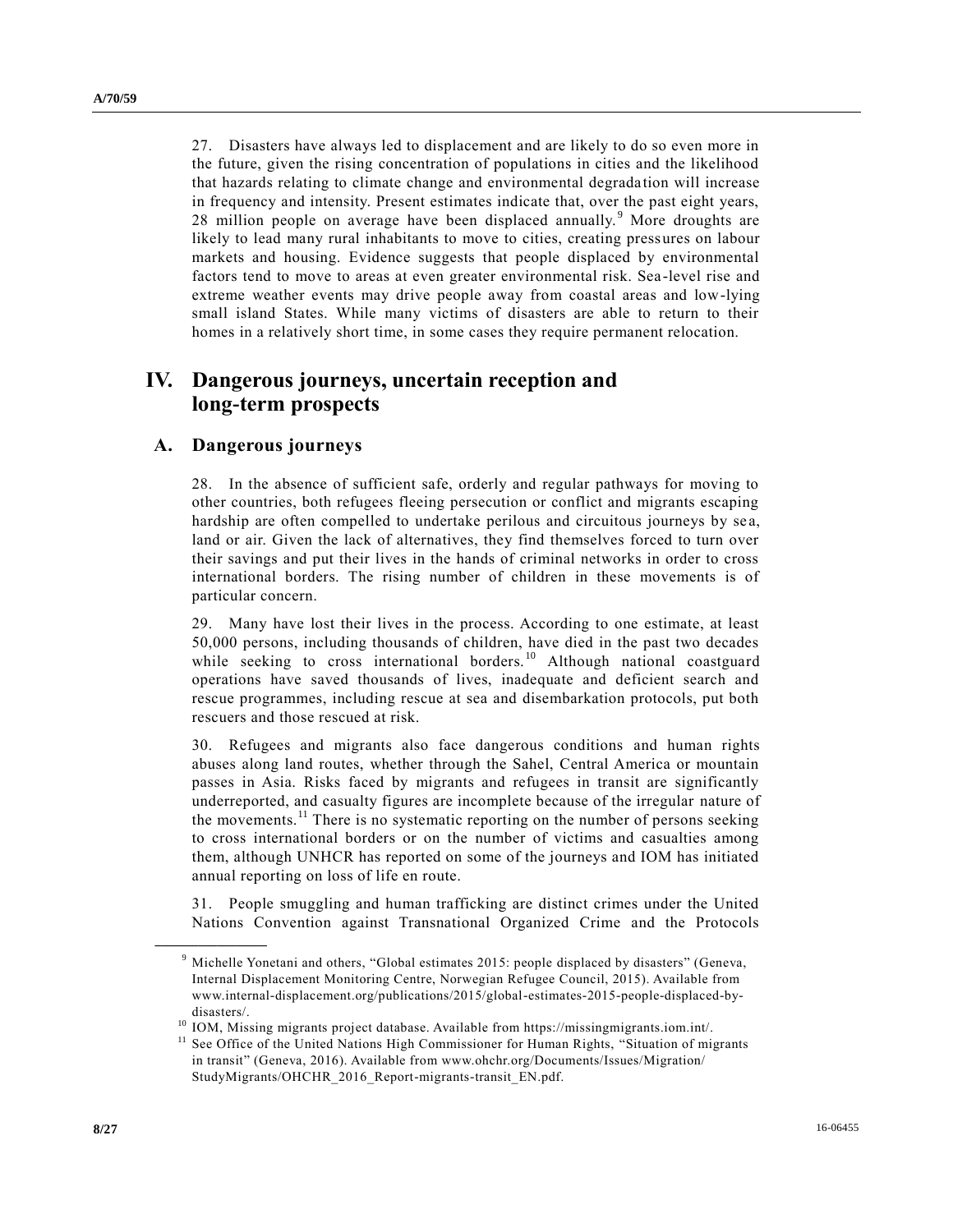27. Disasters have always led to displacement and are likely to do so even more in the future, given the rising concentration of populations in cities and the likelihood that hazards relating to climate change and environmental degradation will increase in frequency and intensity. Present estimates indicate that, over the past eight years, 28 million people on average have been displaced annually.[9] More droughts are likely to lead many rural inhabitants to move to cities, creating pressures on labour markets and housing. Evidence suggests that people displaced by environmental factors tend to move to areas at even greater environmental risk. Sea-level rise and extreme weather events may drive people away from coastal areas and low-lying small island States. While many victims of disasters are able to return to their homes in a relatively short time, in some cases they require permanent relocation.

# IV. Dangerous journeys, uncertain reception and long-term prospects

## A. Dangerous journeys

28. In the absence of sufficient safe, orderly and regular pathways for moving to other countries, both refugees fleeing persecution or conflict and migrants escaping hardship are often compelled to undertake perilous and circuitous journeys by sea, land or air. Given the lack of alternatives, they find themselves forced to turn over their savings and put their lives in the hands of criminal networks in order to cross international borders. The rising number of children in these movements is of particular concern.

29. Many have lost their lives in the process. According to one estimate, at least 50,000 persons, including thousands of children, have died in the past two decades while seeking to cross international borders.[10] Although national coastguard operations have saved thousands of lives, inadequate and deficient search and rescue programmes, including rescue at sea and disembarkation protocols, put both rescuers and those rescued at risk.

30. Refugees and migrants also face dangerous conditions and human rights abuses along land routes, whether through the Sahel, Central America or mountain passes in Asia. Risks faced by migrants and refugees in transit are significantly underreported, and casualty figures are incomplete because of the irregular nature of the movements.[11] There is no systematic reporting on the number of persons seeking to cross international borders or on the number of victims and casualties among them, although UNHCR has reported on some of the journeys and IOM has initiated annual reporting on loss of life en route.

31. People smuggling and human trafficking are distinct crimes under the United Nations Convention against Transnational Organized Crime and the Protocols

---

[9] Michelle Yonetani and others, "Global estimates 2015: people displaced by disasters" (Geneva, Internal Displacement Monitoring Centre, Norwegian Refugee Council, 2015). Available from www.internal-displacement.org/publications/2015/global-estimates-2015-people-displaced-by-disasters/.

[10] IOM, Missing migrants project database. Available from https://missingmigrants.iom.int/.

[11] See Office of the United Nations High Commissioner for Human Rights, "Situation of migrants in transit" (Geneva, 2016). Available from www.ohchr.org/Documents/Issues/Migration/StudyMigrants/OHCHR_2016_Report-migrants-transit_EN.pdf.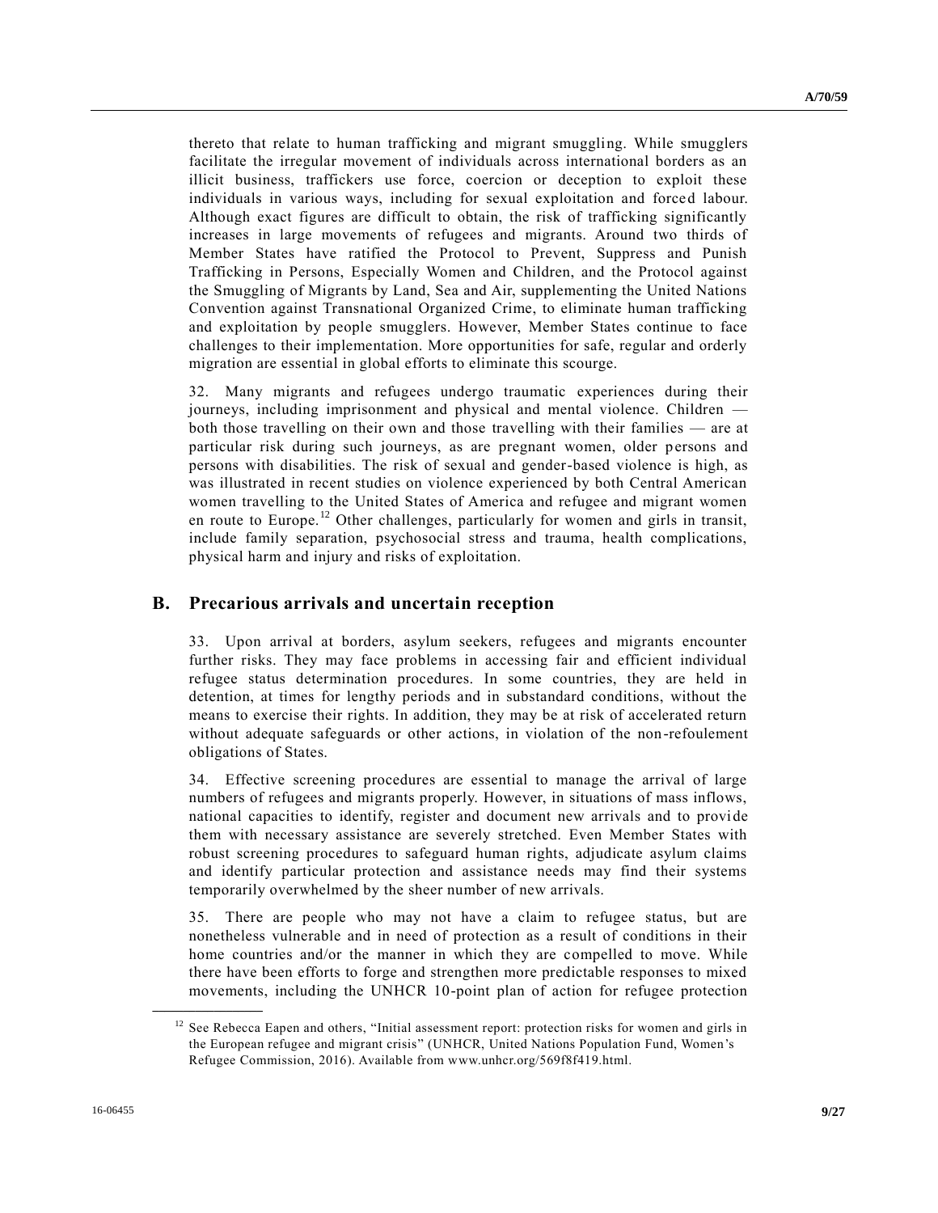thereto that relate to human trafficking and migrant smuggling. While smugglers facilitate the irregular movement of individuals across international borders as an illicit business, traffickers use force, coercion or deception to exploit these individuals in various ways, including for sexual exploitation and forced labour. Although exact figures are difficult to obtain, the risk of trafficking significantly increases in large movements of refugees and migrants. Around two thirds of Member States have ratified the Protocol to Prevent, Suppress and Punish Trafficking in Persons, Especially Women and Children, and the Protocol against the Smuggling of Migrants by Land, Sea and Air, supplementing the United Nations Convention against Transnational Organized Crime, to eliminate human trafficking and exploitation by people smugglers. However, Member States continue to face challenges to their implementation. More opportunities for safe, regular and orderly migration are essential in global efforts to eliminate this scourge.

32. Many migrants and refugees undergo traumatic experiences during their journeys, including imprisonment and physical and mental violence. Children — both those travelling on their own and those travelling with their families — are at particular risk during such journeys, as are pregnant women, older persons and persons with disabilities. The risk of sexual and gender-based violence is high, as was illustrated in recent studies on violence experienced by both Central American women travelling to the United States of America and refugee and migrant women en route to Europe.[12] Other challenges, particularly for women and girls in transit, include family separation, psychosocial stress and trauma, health complications, physical harm and injury and risks of exploitation.

## B. Precarious arrivals and uncertain reception

33. Upon arrival at borders, asylum seekers, refugees and migrants encounter further risks. They may face problems in accessing fair and efficient individual refugee status determination procedures. In some countries, they are held in detention, at times for lengthy periods and in substandard conditions, without the means to exercise their rights. In addition, they may be at risk of accelerated return without adequate safeguards or other actions, in violation of the non-refoulement obligations of States.

34. Effective screening procedures are essential to manage the arrival of large numbers of refugees and migrants properly. However, in situations of mass inflows, national capacities to identify, register and document new arrivals and to provide them with necessary assistance are severely stretched. Even Member States with robust screening procedures to safeguard human rights, adjudicate asylum claims and identify particular protection and assistance needs may find their systems temporarily overwhelmed by the sheer number of new arrivals.

35. There are people who may not have a claim to refugee status, but are nonetheless vulnerable and in need of protection as a result of conditions in their home countries and/or the manner in which they are compelled to move. While there have been efforts to forge and strengthen more predictable responses to mixed movements, including the UNHCR 10-point plan of action for refugee protection

[12] See Rebecca Eapen and others, "Initial assessment report: protection risks for women and girls in the European refugee and migrant crisis" (UNHCR, United Nations Population Fund, Women's Refugee Commission, 2016). Available from www.unhcr.org/569f8f419.html.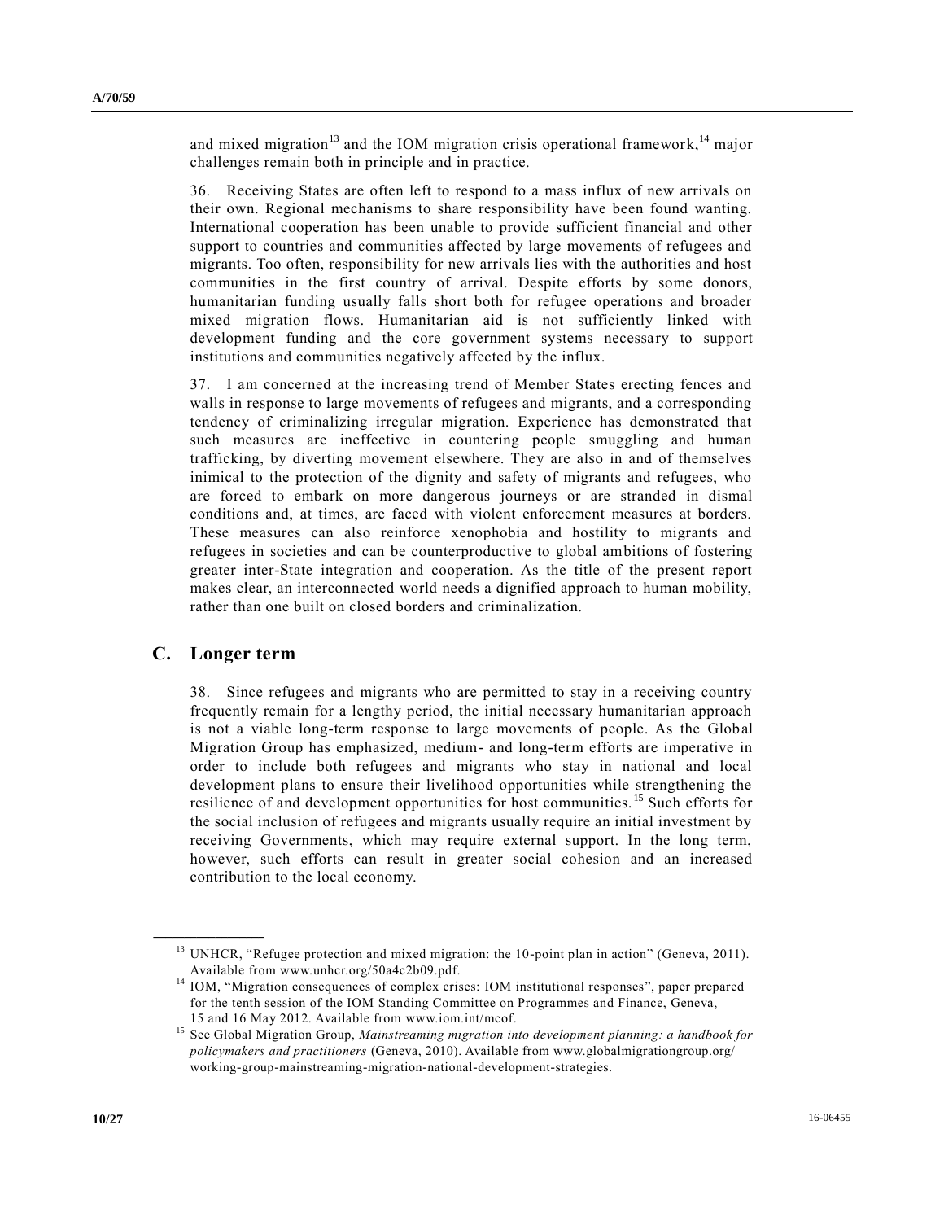and mixed migration[13] and the IOM migration crisis operational framework,[14] major challenges remain both in principle and in practice.

36. Receiving States are often left to respond to a mass influx of new arrivals on their own. Regional mechanisms to share responsibility have been found wanting. International cooperation has been unable to provide sufficient financial and other support to countries and communities affected by large movements of refugees and migrants. Too often, responsibility for new arrivals lies with the authorities and host communities in the first country of arrival. Despite efforts by some donors, humanitarian funding usually falls short both for refugee operations and broader mixed migration flows. Humanitarian aid is not sufficiently linked with development funding and the core government systems necessary to support institutions and communities negatively affected by the influx.

37. I am concerned at the increasing trend of Member States erecting fences and walls in response to large movements of refugees and migrants, and a corresponding tendency of criminalizing irregular migration. Experience has demonstrated that such measures are ineffective in countering people smuggling and human trafficking, by diverting movement elsewhere. They are also in and of themselves inimical to the protection of the dignity and safety of migrants and refugees, who are forced to embark on more dangerous journeys or are stranded in dismal conditions and, at times, are faced with violent enforcement measures at borders. These measures can also reinforce xenophobia and hostility to migrants and refugees in societies and can be counterproductive to global ambitions of fostering greater inter-State integration and cooperation. As the title of the present report makes clear, an interconnected world needs a dignified approach to human mobility, rather than one built on closed borders and criminalization.

## C. Longer term

38. Since refugees and migrants who are permitted to stay in a receiving country frequently remain for a lengthy period, the initial necessary humanitarian approach is not a viable long-term response to large movements of people. As the Global Migration Group has emphasized, medium- and long-term efforts are imperative in order to include both refugees and migrants who stay in national and local development plans to ensure their livelihood opportunities while strengthening the resilience of and development opportunities for host communities.[15] Such efforts for the social inclusion of refugees and migrants usually require an initial investment by receiving Governments, which may require external support. In the long term, however, such efforts can result in greater social cohesion and an increased contribution to the local economy.

---

[13] UNHCR, "Refugee protection and mixed migration: the 10-point plan in action" (Geneva, 2011). Available from www.unhcr.org/50a4c2b09.pdf.

[14] IOM, "Migration consequences of complex crises: IOM institutional responses", paper prepared for the tenth session of the IOM Standing Committee on Programmes and Finance, Geneva, 15 and 16 May 2012. Available from www.iom.int/mcof.

[15] See Global Migration Group, *Mainstreaming migration into development planning: a handbook for policymakers and practitioners* (Geneva, 2010). Available from www.globalmigrationgroup.org/working-group-mainstreaming-migration-national-development-strategies.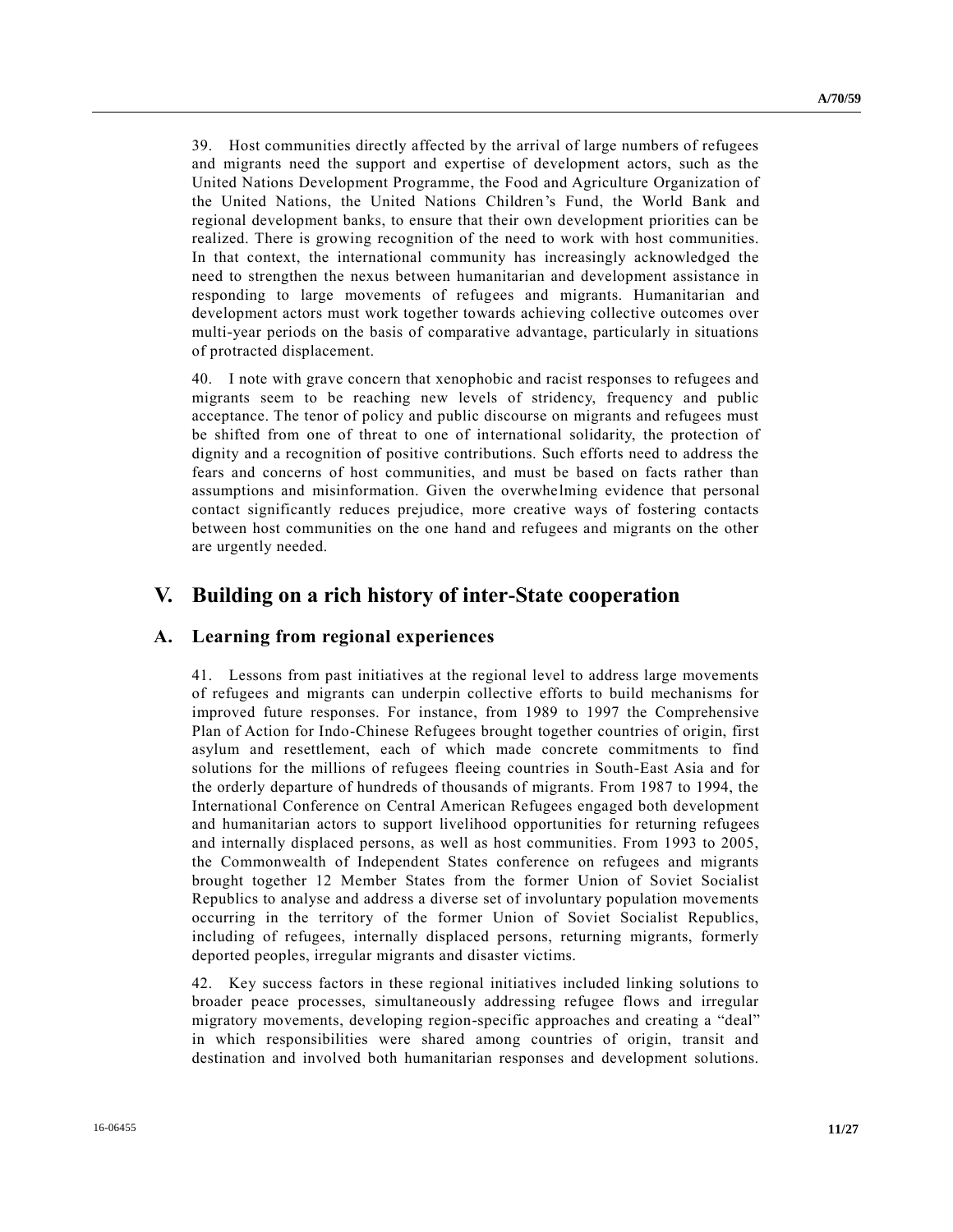39. Host communities directly affected by the arrival of large numbers of refugees and migrants need the support and expertise of development actors, such as the United Nations Development Programme, the Food and Agriculture Organization of the United Nations, the United Nations Children's Fund, the World Bank and regional development banks, to ensure that their own development priorities can be realized. There is growing recognition of the need to work with host communities. In that context, the international community has increasingly acknowledged the need to strengthen the nexus between humanitarian and development assistance in responding to large movements of refugees and migrants. Humanitarian and development actors must work together towards achieving collective outcomes over multi-year periods on the basis of comparative advantage, particularly in situations of protracted displacement.

40. I note with grave concern that xenophobic and racist responses to refugees and migrants seem to be reaching new levels of stridency, frequency and public acceptance. The tenor of policy and public discourse on migrants and refugees must be shifted from one of threat to one of international solidarity, the protection of dignity and a recognition of positive contributions. Such efforts need to address the fears and concerns of host communities, and must be based on facts rather than assumptions and misinformation. Given the overwhelming evidence that personal contact significantly reduces prejudice, more creative ways of fostering contacts between host communities on the one hand and refugees and migrants on the other are urgently needed.

# V. Building on a rich history of inter-State cooperation

## A. Learning from regional experiences

41. Lessons from past initiatives at the regional level to address large movements of refugees and migrants can underpin collective efforts to build mechanisms for improved future responses. For instance, from 1989 to 1997 the Comprehensive Plan of Action for Indo-Chinese Refugees brought together countries of origin, first asylum and resettlement, each of which made concrete commitments to find solutions for the millions of refugees fleeing countries in South-East Asia and for the orderly departure of hundreds of thousands of migrants. From 1987 to 1994, the International Conference on Central American Refugees engaged both development and humanitarian actors to support livelihood opportunities for returning refugees and internally displaced persons, as well as host communities. From 1993 to 2005, the Commonwealth of Independent States conference on refugees and migrants brought together 12 Member States from the former Union of Soviet Socialist Republics to analyse and address a diverse set of involuntary population movements occurring in the territory of the former Union of Soviet Socialist Republics, including of refugees, internally displaced persons, returning migrants, formerly deported peoples, irregular migrants and disaster victims.

42. Key success factors in these regional initiatives included linking solutions to broader peace processes, simultaneously addressing refugee flows and irregular migratory movements, developing region-specific approaches and creating a "deal" in which responsibilities were shared among countries of origin, transit and destination and involved both humanitarian responses and development solutions.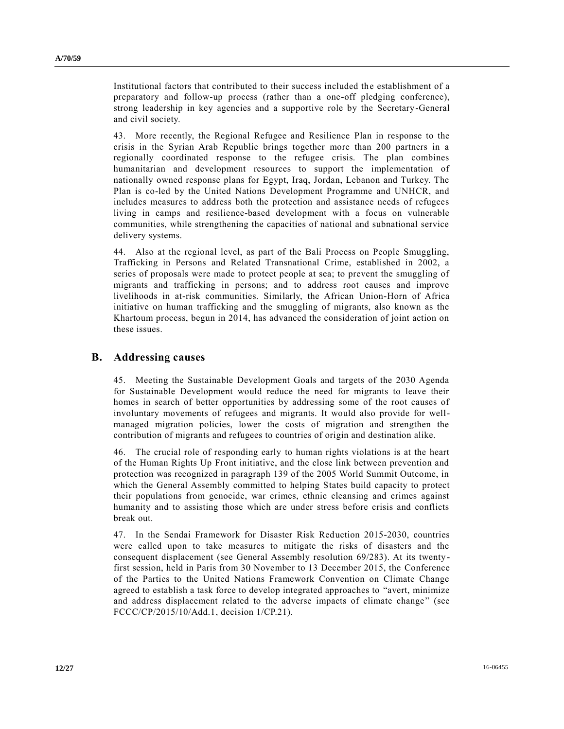Institutional factors that contributed to their success included the establishment of a preparatory and follow-up process (rather than a one-off pledging conference), strong leadership in key agencies and a supportive role by the Secretary-General and civil society.

43. More recently, the Regional Refugee and Resilience Plan in response to the crisis in the Syrian Arab Republic brings together more than 200 partners in a regionally coordinated response to the refugee crisis. The plan combines humanitarian and development resources to support the implementation of nationally owned response plans for Egypt, Iraq, Jordan, Lebanon and Turkey. The Plan is co-led by the United Nations Development Programme and UNHCR, and includes measures to address both the protection and assistance needs of refugees living in camps and resilience-based development with a focus on vulnerable communities, while strengthening the capacities of national and subnational service delivery systems.

44. Also at the regional level, as part of the Bali Process on People Smuggling, Trafficking in Persons and Related Transnational Crime, established in 2002, a series of proposals were made to protect people at sea; to prevent the smuggling of migrants and trafficking in persons; and to address root causes and improve livelihoods in at-risk communities. Similarly, the African Union-Horn of Africa initiative on human trafficking and the smuggling of migrants, also known as the Khartoum process, begun in 2014, has advanced the consideration of joint action on these issues.

## B. Addressing causes

45. Meeting the Sustainable Development Goals and targets of the 2030 Agenda for Sustainable Development would reduce the need for migrants to leave their homes in search of better opportunities by addressing some of the root causes of involuntary movements of refugees and migrants. It would also provide for well-managed migration policies, lower the costs of migration and strengthen the contribution of migrants and refugees to countries of origin and destination alike.

46. The crucial role of responding early to human rights violations is at the heart of the Human Rights Up Front initiative, and the close link between prevention and protection was recognized in paragraph 139 of the 2005 World Summit Outcome, in which the General Assembly committed to helping States build capacity to protect their populations from genocide, war crimes, ethnic cleansing and crimes against humanity and to assisting those which are under stress before crisis and conflicts break out.

47. In the Sendai Framework for Disaster Risk Reduction 2015-2030, countries were called upon to take measures to mitigate the risks of disasters and the consequent displacement (see General Assembly resolution 69/283). At its twenty-first session, held in Paris from 30 November to 13 December 2015, the Conference of the Parties to the United Nations Framework Convention on Climate Change agreed to establish a task force to develop integrated approaches to "avert, minimize and address displacement related to the adverse impacts of climate change" (see FCCC/CP/2015/10/Add.1, decision 1/CP.21).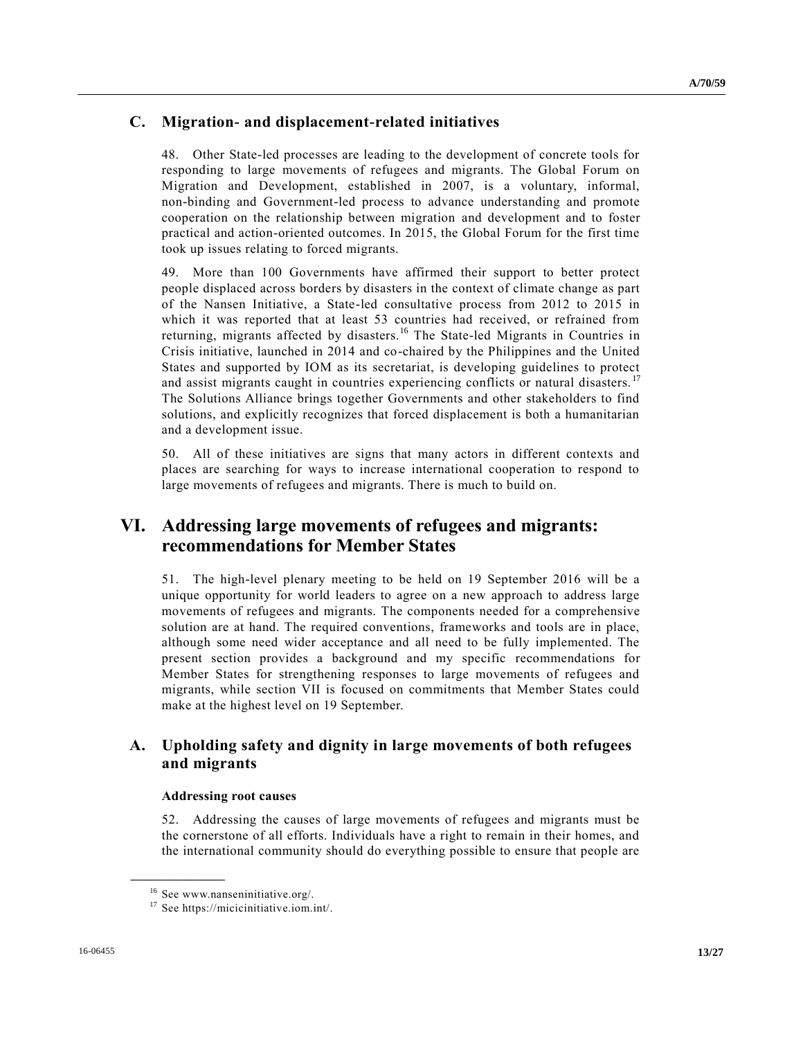## C. Migration- and displacement-related initiatives

48. Other State-led processes are leading to the development of concrete tools for responding to large movements of refugees and migrants. The Global Forum on Migration and Development, established in 2007, is a voluntary, informal, non-binding and Government-led process to advance understanding and promote cooperation on the relationship between migration and development and to foster practical and action-oriented outcomes. In 2015, the Global Forum for the first time took up issues relating to forced migrants.

49. More than 100 Governments have affirmed their support to better protect people displaced across borders by disasters in the context of climate change as part of the Nansen Initiative, a State-led consultative process from 2012 to 2015 in which it was reported that at least 53 countries had received, or refrained from returning, migrants affected by disasters.[16] The State-led Migrants in Countries in Crisis initiative, launched in 2014 and co-chaired by the Philippines and the United States and supported by IOM as its secretariat, is developing guidelines to protect and assist migrants caught in countries experiencing conflicts or natural disasters.[17] The Solutions Alliance brings together Governments and other stakeholders to find solutions, and explicitly recognizes that forced displacement is both a humanitarian and a development issue.

50. All of these initiatives are signs that many actors in different contexts and places are searching for ways to increase international cooperation to respond to large movements of refugees and migrants. There is much to build on.

# VI. Addressing large movements of refugees and migrants: recommendations for Member States

51. The high-level plenary meeting to be held on 19 September 2016 will be a unique opportunity for world leaders to agree on a new approach to address large movements of refugees and migrants. The components needed for a comprehensive solution are at hand. The required conventions, frameworks and tools are in place, although some need wider acceptance and all need to be fully implemented. The present section provides a background and my specific recommendations for Member States for strengthening responses to large movements of refugees and migrants, while section VII is focused on commitments that Member States could make at the highest level on 19 September.

## A. Upholding safety and dignity in large movements of both refugees and migrants

**Addressing root causes**

52. Addressing the causes of large movements of refugees and migrants must be the cornerstone of all efforts. Individuals have a right to remain in their homes, and the international community should do everything possible to ensure that people are

---

[16] See www.nanseninitiative.org/.

[17] See https://micicinitiative.iom.int/.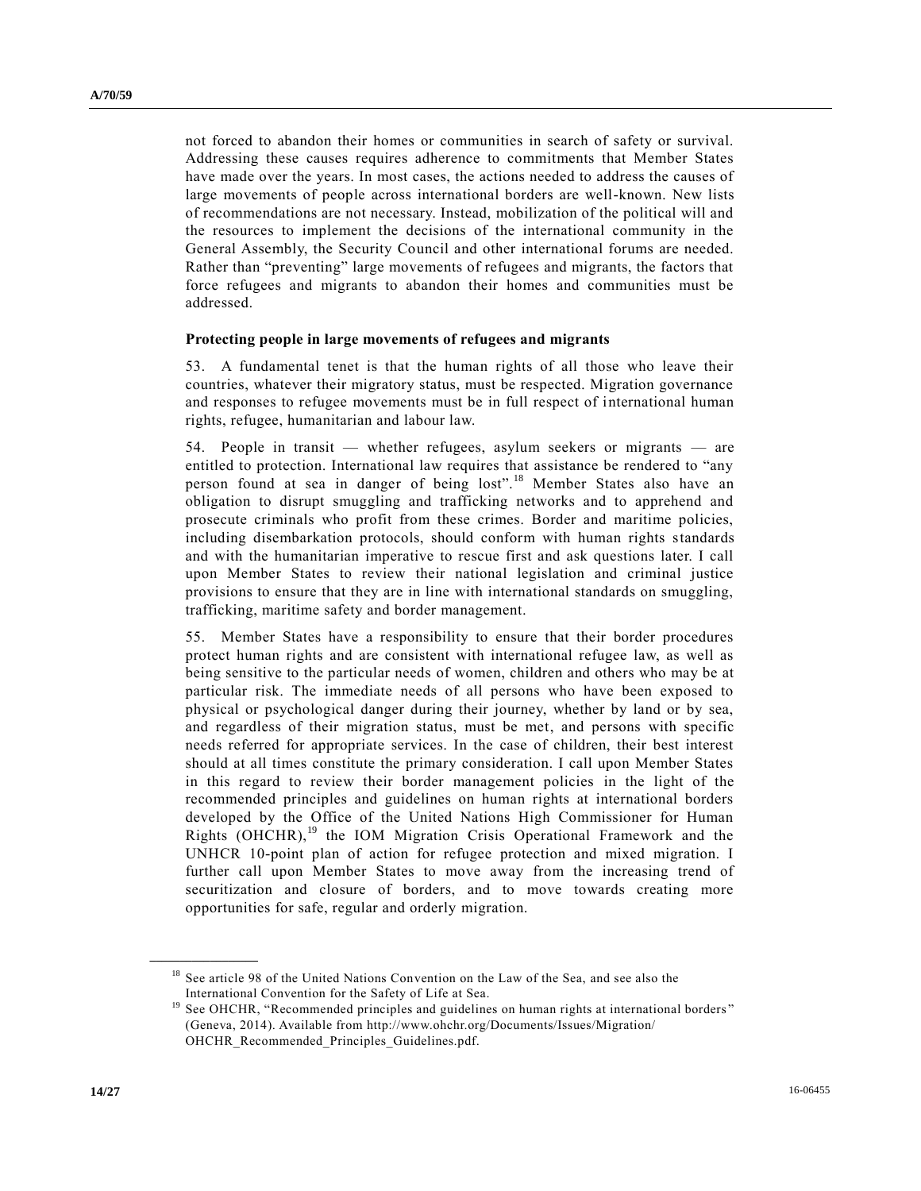not forced to abandon their homes or communities in search of safety or survival. Addressing these causes requires adherence to commitments that Member States have made over the years. In most cases, the actions needed to address the causes of large movements of people across international borders are well-known. New lists of recommendations are not necessary. Instead, mobilization of the political will and the resources to implement the decisions of the international community in the General Assembly, the Security Council and other international forums are needed. Rather than "preventing" large movements of refugees and migrants, the factors that force refugees and migrants to abandon their homes and communities must be addressed.

**Protecting people in large movements of refugees and migrants**

53. A fundamental tenet is that the human rights of all those who leave their countries, whatever their migratory status, must be respected. Migration governance and responses to refugee movements must be in full respect of international human rights, refugee, humanitarian and labour law.

54. People in transit — whether refugees, asylum seekers or migrants — are entitled to protection. International law requires that assistance be rendered to "any person found at sea in danger of being lost".[18] Member States also have an obligation to disrupt smuggling and trafficking networks and to apprehend and prosecute criminals who profit from these crimes. Border and maritime policies, including disembarkation protocols, should conform with human rights standards and with the humanitarian imperative to rescue first and ask questions later. I call upon Member States to review their national legislation and criminal justice provisions to ensure that they are in line with international standards on smuggling, trafficking, maritime safety and border management.

55. Member States have a responsibility to ensure that their border procedures protect human rights and are consistent with international refugee law, as well as being sensitive to the particular needs of women, children and others who may be at particular risk. The immediate needs of all persons who have been exposed to physical or psychological danger during their journey, whether by land or by sea, and regardless of their migration status, must be met, and persons with specific needs referred for appropriate services. In the case of children, their best interest should at all times constitute the primary consideration. I call upon Member States in this regard to review their border management policies in the light of the recommended principles and guidelines on human rights at international borders developed by the Office of the United Nations High Commissioner for Human Rights (OHCHR),[19] the IOM Migration Crisis Operational Framework and the UNHCR 10-point plan of action for refugee protection and mixed migration. I further call upon Member States to move away from the increasing trend of securitization and closure of borders, and to move towards creating more opportunities for safe, regular and orderly migration.

---

[18] See article 98 of the United Nations Convention on the Law of the Sea, and see also the International Convention for the Safety of Life at Sea.

[19] See OHCHR, "Recommended principles and guidelines on human rights at international borders" (Geneva, 2014). Available from http://www.ohchr.org/Documents/Issues/Migration/OHCHR_Recommended_Principles_Guidelines.pdf.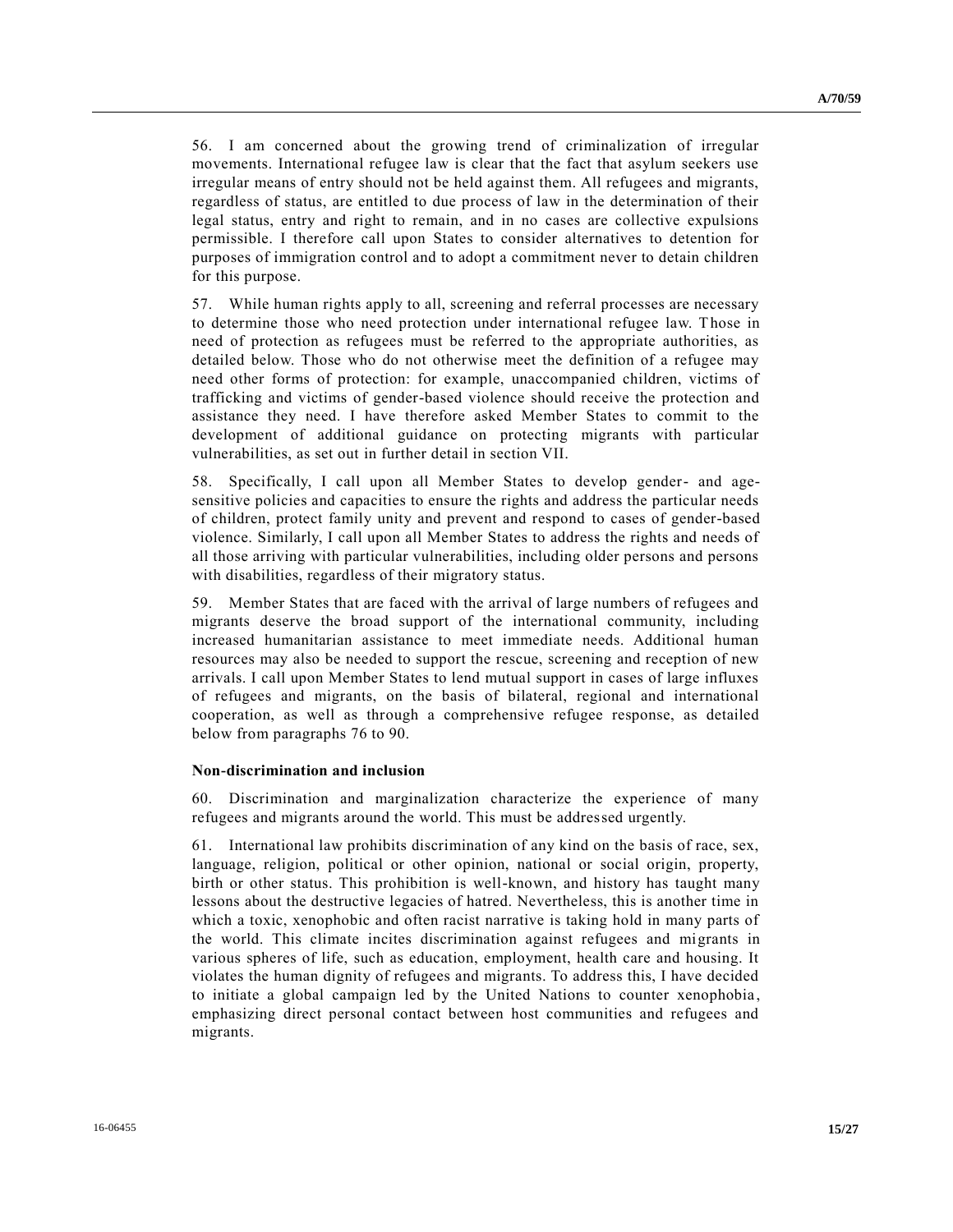56. I am concerned about the growing trend of criminalization of irregular movements. International refugee law is clear that the fact that asylum seekers use irregular means of entry should not be held against them. All refugees and migrants, regardless of status, are entitled to due process of law in the determination of their legal status, entry and right to remain, and in no cases are collective expulsions permissible. I therefore call upon States to consider alternatives to detention for purposes of immigration control and to adopt a commitment never to detain children for this purpose.

57. While human rights apply to all, screening and referral processes are necessary to determine those who need protection under international refugee law. Those in need of protection as refugees must be referred to the appropriate authorities, as detailed below. Those who do not otherwise meet the definition of a refugee may need other forms of protection: for example, unaccompanied children, victims of trafficking and victims of gender-based violence should receive the protection and assistance they need. I have therefore asked Member States to commit to the development of additional guidance on protecting migrants with particular vulnerabilities, as set out in further detail in section VII.

58. Specifically, I call upon all Member States to develop gender- and age-sensitive policies and capacities to ensure the rights and address the particular needs of children, protect family unity and prevent and respond to cases of gender-based violence. Similarly, I call upon all Member States to address the rights and needs of all those arriving with particular vulnerabilities, including older persons and persons with disabilities, regardless of their migratory status.

59. Member States that are faced with the arrival of large numbers of refugees and migrants deserve the broad support of the international community, including increased humanitarian assistance to meet immediate needs. Additional human resources may also be needed to support the rescue, screening and reception of new arrivals. I call upon Member States to lend mutual support in cases of large influxes of refugees and migrants, on the basis of bilateral, regional and international cooperation, as well as through a comprehensive refugee response, as detailed below from paragraphs 76 to 90.

**Non-discrimination and inclusion**

60. Discrimination and marginalization characterize the experience of many refugees and migrants around the world. This must be addressed urgently.

61. International law prohibits discrimination of any kind on the basis of race, sex, language, religion, political or other opinion, national or social origin, property, birth or other status. This prohibition is well-known, and history has taught many lessons about the destructive legacies of hatred. Nevertheless, this is another time in which a toxic, xenophobic and often racist narrative is taking hold in many parts of the world. This climate incites discrimination against refugees and migrants in various spheres of life, such as education, employment, health care and housing. It violates the human dignity of refugees and migrants. To address this, I have decided to initiate a global campaign led by the United Nations to counter xenophobia, emphasizing direct personal contact between host communities and refugees and migrants.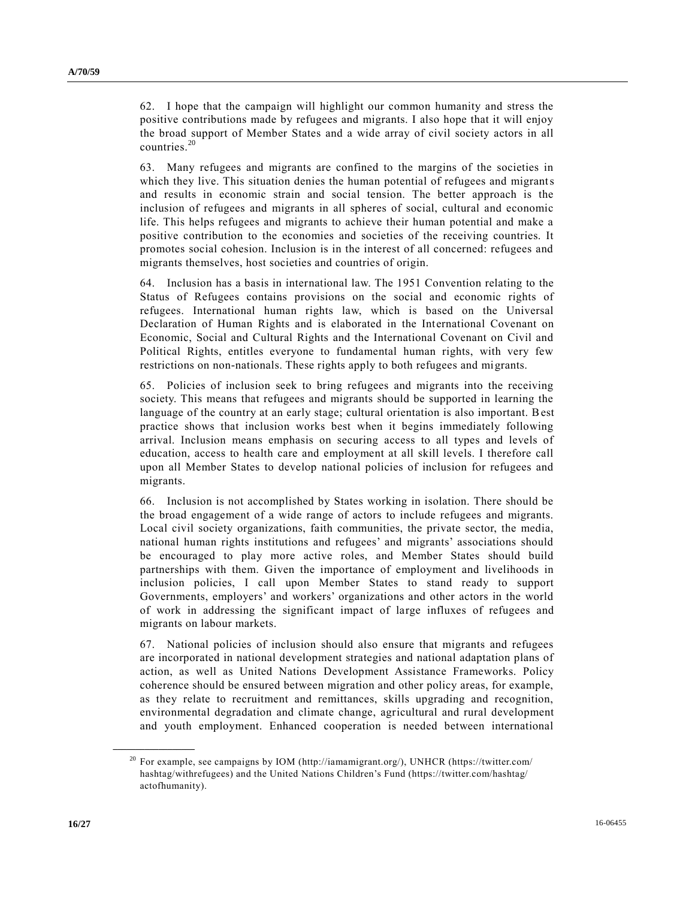62. I hope that the campaign will highlight our common humanity and stress the positive contributions made by refugees and migrants. I also hope that it will enjoy the broad support of Member States and a wide array of civil society actors in all countries.[20]

63. Many refugees and migrants are confined to the margins of the societies in which they live. This situation denies the human potential of refugees and migrants and results in economic strain and social tension. The better approach is the inclusion of refugees and migrants in all spheres of social, cultural and economic life. This helps refugees and migrants to achieve their human potential and make a positive contribution to the economies and societies of the receiving countries. It promotes social cohesion. Inclusion is in the interest of all concerned: refugees and migrants themselves, host societies and countries of origin.

64. Inclusion has a basis in international law. The 1951 Convention relating to the Status of Refugees contains provisions on the social and economic rights of refugees. International human rights law, which is based on the Universal Declaration of Human Rights and is elaborated in the International Covenant on Economic, Social and Cultural Rights and the International Covenant on Civil and Political Rights, entitles everyone to fundamental human rights, with very few restrictions on non-nationals. These rights apply to both refugees and migrants.

65. Policies of inclusion seek to bring refugees and migrants into the receiving society. This means that refugees and migrants should be supported in learning the language of the country at an early stage; cultural orientation is also important. Best practice shows that inclusion works best when it begins immediately following arrival. Inclusion means emphasis on securing access to all types and levels of education, access to health care and employment at all skill levels. I therefore call upon all Member States to develop national policies of inclusion for refugees and migrants.

66. Inclusion is not accomplished by States working in isolation. There should be the broad engagement of a wide range of actors to include refugees and migrants. Local civil society organizations, faith communities, the private sector, the media, national human rights institutions and refugees' and migrants' associations should be encouraged to play more active roles, and Member States should build partnerships with them. Given the importance of employment and livelihoods in inclusion policies, I call upon Member States to stand ready to support Governments, employers' and workers' organizations and other actors in the world of work in addressing the significant impact of large influxes of refugees and migrants on labour markets.

67. National policies of inclusion should also ensure that migrants and refugees are incorporated in national development strategies and national adaptation plans of action, as well as United Nations Development Assistance Frameworks. Policy coherence should be ensured between migration and other policy areas, for example, as they relate to recruitment and remittances, skills upgrading and recognition, environmental degradation and climate change, agricultural and rural development and youth employment. Enhanced cooperation is needed between international

---

[20] For example, see campaigns by IOM (http://iamamigrant.org/), UNHCR (https://twitter.com/hashtag/withrefugees) and the United Nations Children's Fund (https://twitter.com/hashtag/actofhumanity).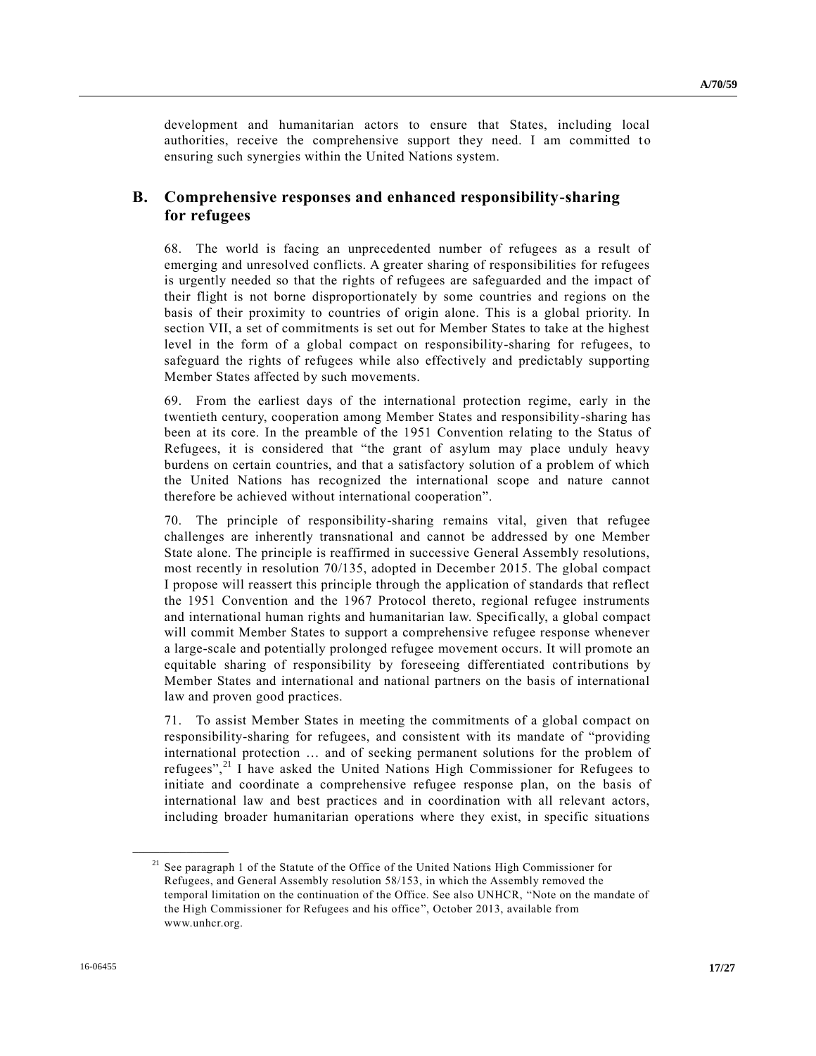development and humanitarian actors to ensure that States, including local authorities, receive the comprehensive support they need. I am committed to ensuring such synergies within the United Nations system.

## B. Comprehensive responses and enhanced responsibility-sharing for refugees

68. The world is facing an unprecedented number of refugees as a result of emerging and unresolved conflicts. A greater sharing of responsibilities for refugees is urgently needed so that the rights of refugees are safeguarded and the impact of their flight is not borne disproportionately by some countries and regions on the basis of their proximity to countries of origin alone. This is a global priority. In section VII, a set of commitments is set out for Member States to take at the highest level in the form of a global compact on responsibility-sharing for refugees, to safeguard the rights of refugees while also effectively and predictably supporting Member States affected by such movements.

69. From the earliest days of the international protection regime, early in the twentieth century, cooperation among Member States and responsibility-sharing has been at its core. In the preamble of the 1951 Convention relating to the Status of Refugees, it is considered that "the grant of asylum may place unduly heavy burdens on certain countries, and that a satisfactory solution of a problem of which the United Nations has recognized the international scope and nature cannot therefore be achieved without international cooperation".

70. The principle of responsibility-sharing remains vital, given that refugee challenges are inherently transnational and cannot be addressed by one Member State alone. The principle is reaffirmed in successive General Assembly resolutions, most recently in resolution 70/135, adopted in December 2015. The global compact I propose will reassert this principle through the application of standards that reflect the 1951 Convention and the 1967 Protocol thereto, regional refugee instruments and international human rights and humanitarian law. Specifically, a global compact will commit Member States to support a comprehensive refugee response whenever a large-scale and potentially prolonged refugee movement occurs. It will promote an equitable sharing of responsibility by foreseeing differentiated contributions by Member States and international and national partners on the basis of international law and proven good practices.

71. To assist Member States in meeting the commitments of a global compact on responsibility-sharing for refugees, and consistent with its mandate of "providing international protection … and of seeking permanent solutions for the problem of refugees",[21] I have asked the United Nations High Commissioner for Refugees to initiate and coordinate a comprehensive refugee response plan, on the basis of international law and best practices and in coordination with all relevant actors, including broader humanitarian operations where they exist, in specific situations

[21] See paragraph 1 of the Statute of the Office of the United Nations High Commissioner for Refugees, and General Assembly resolution 58/153, in which the Assembly removed the temporal limitation on the continuation of the Office. See also UNHCR, "Note on the mandate of the High Commissioner for Refugees and his office", October 2013, available from www.unhcr.org.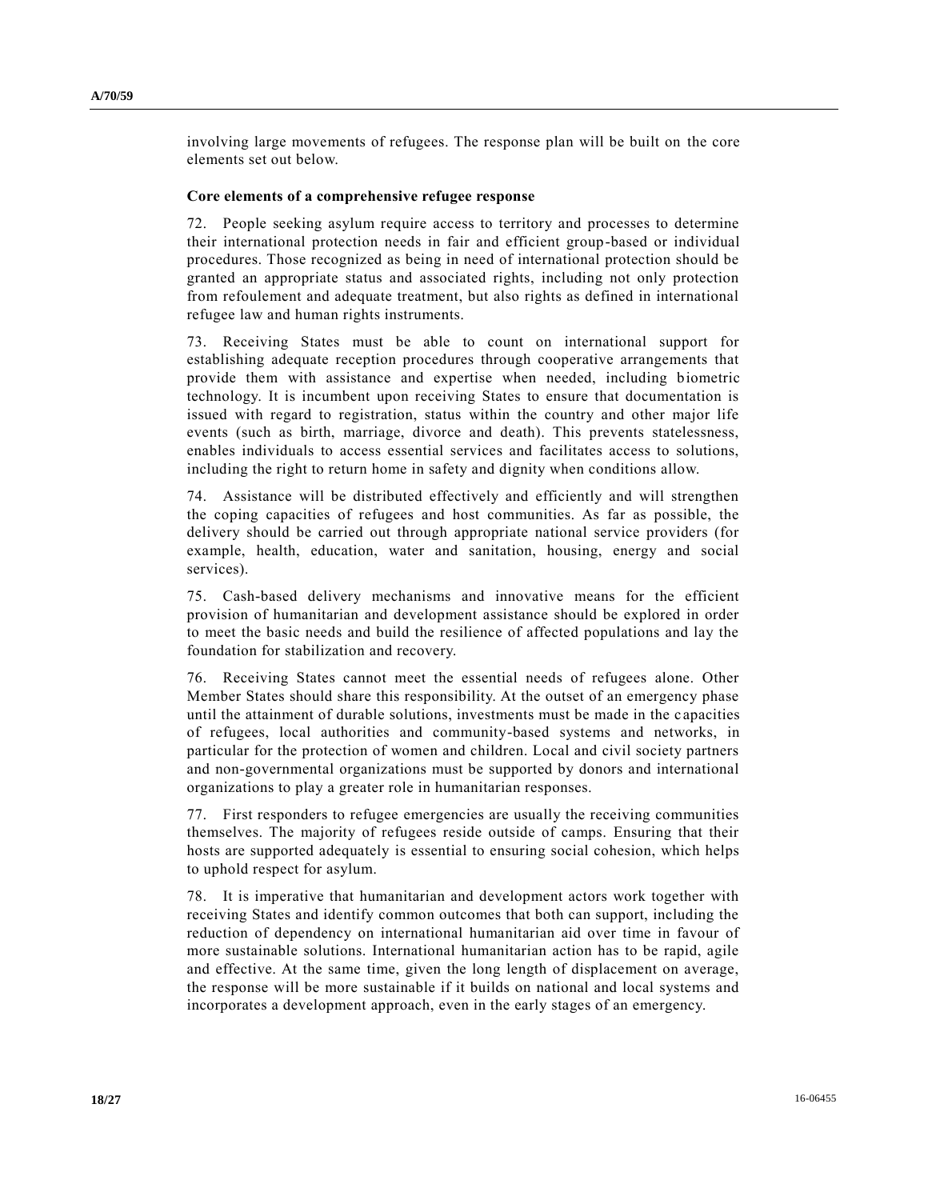involving large movements of refugees. The response plan will be built on the core elements set out below.

**Core elements of a comprehensive refugee response**

72. People seeking asylum require access to territory and processes to determine their international protection needs in fair and efficient group-based or individual procedures. Those recognized as being in need of international protection should be granted an appropriate status and associated rights, including not only protection from refoulement and adequate treatment, but also rights as defined in international refugee law and human rights instruments.

73. Receiving States must be able to count on international support for establishing adequate reception procedures through cooperative arrangements that provide them with assistance and expertise when needed, including biometric technology. It is incumbent upon receiving States to ensure that documentation is issued with regard to registration, status within the country and other major life events (such as birth, marriage, divorce and death). This prevents statelessness, enables individuals to access essential services and facilitates access to solutions, including the right to return home in safety and dignity when conditions allow.

74. Assistance will be distributed effectively and efficiently and will strengthen the coping capacities of refugees and host communities. As far as possible, the delivery should be carried out through appropriate national service providers (for example, health, education, water and sanitation, housing, energy and social services).

75. Cash-based delivery mechanisms and innovative means for the efficient provision of humanitarian and development assistance should be explored in order to meet the basic needs and build the resilience of affected populations and lay the foundation for stabilization and recovery.

76. Receiving States cannot meet the essential needs of refugees alone. Other Member States should share this responsibility. At the outset of an emergency phase until the attainment of durable solutions, investments must be made in the capacities of refugees, local authorities and community-based systems and networks, in particular for the protection of women and children. Local and civil society partners and non-governmental organizations must be supported by donors and international organizations to play a greater role in humanitarian responses.

77. First responders to refugee emergencies are usually the receiving communities themselves. The majority of refugees reside outside of camps. Ensuring that their hosts are supported adequately is essential to ensuring social cohesion, which helps to uphold respect for asylum.

78. It is imperative that humanitarian and development actors work together with receiving States and identify common outcomes that both can support, including the reduction of dependency on international humanitarian aid over time in favour of more sustainable solutions. International humanitarian action has to be rapid, agile and effective. At the same time, given the long length of displacement on average, the response will be more sustainable if it builds on national and local systems and incorporates a development approach, even in the early stages of an emergency.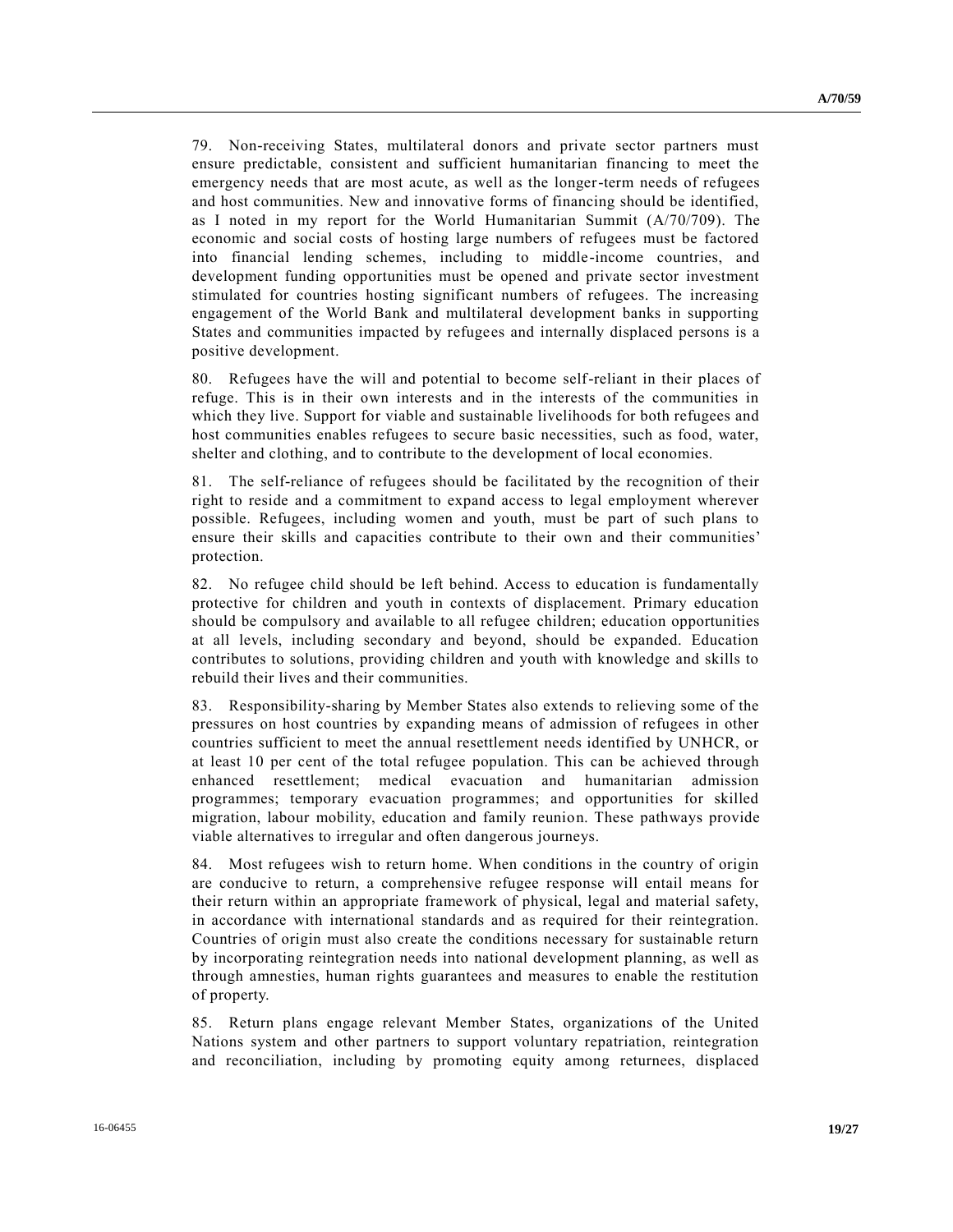79. Non-receiving States, multilateral donors and private sector partners must ensure predictable, consistent and sufficient humanitarian financing to meet the emergency needs that are most acute, as well as the longer-term needs of refugees and host communities. New and innovative forms of financing should be identified, as I noted in my report for the World Humanitarian Summit (A/70/709). The economic and social costs of hosting large numbers of refugees must be factored into financial lending schemes, including to middle-income countries, and development funding opportunities must be opened and private sector investment stimulated for countries hosting significant numbers of refugees. The increasing engagement of the World Bank and multilateral development banks in supporting States and communities impacted by refugees and internally displaced persons is a positive development.

80. Refugees have the will and potential to become self-reliant in their places of refuge. This is in their own interests and in the interests of the communities in which they live. Support for viable and sustainable livelihoods for both refugees and host communities enables refugees to secure basic necessities, such as food, water, shelter and clothing, and to contribute to the development of local economies.

81. The self-reliance of refugees should be facilitated by the recognition of their right to reside and a commitment to expand access to legal employment wherever possible. Refugees, including women and youth, must be part of such plans to ensure their skills and capacities contribute to their own and their communities' protection.

82. No refugee child should be left behind. Access to education is fundamentally protective for children and youth in contexts of displacement. Primary education should be compulsory and available to all refugee children; education opportunities at all levels, including secondary and beyond, should be expanded. Education contributes to solutions, providing children and youth with knowledge and skills to rebuild their lives and their communities.

83. Responsibility-sharing by Member States also extends to relieving some of the pressures on host countries by expanding means of admission of refugees in other countries sufficient to meet the annual resettlement needs identified by UNHCR, or at least 10 per cent of the total refugee population. This can be achieved through enhanced resettlement; medical evacuation and humanitarian admission programmes; temporary evacuation programmes; and opportunities for skilled migration, labour mobility, education and family reunion. These pathways provide viable alternatives to irregular and often dangerous journeys.

84. Most refugees wish to return home. When conditions in the country of origin are conducive to return, a comprehensive refugee response will entail means for their return within an appropriate framework of physical, legal and material safety, in accordance with international standards and as required for their reintegration. Countries of origin must also create the conditions necessary for sustainable return by incorporating reintegration needs into national development planning, as well as through amnesties, human rights guarantees and measures to enable the restitution of property.

85. Return plans engage relevant Member States, organizations of the United Nations system and other partners to support voluntary repatriation, reintegration and reconciliation, including by promoting equity among returnees, displaced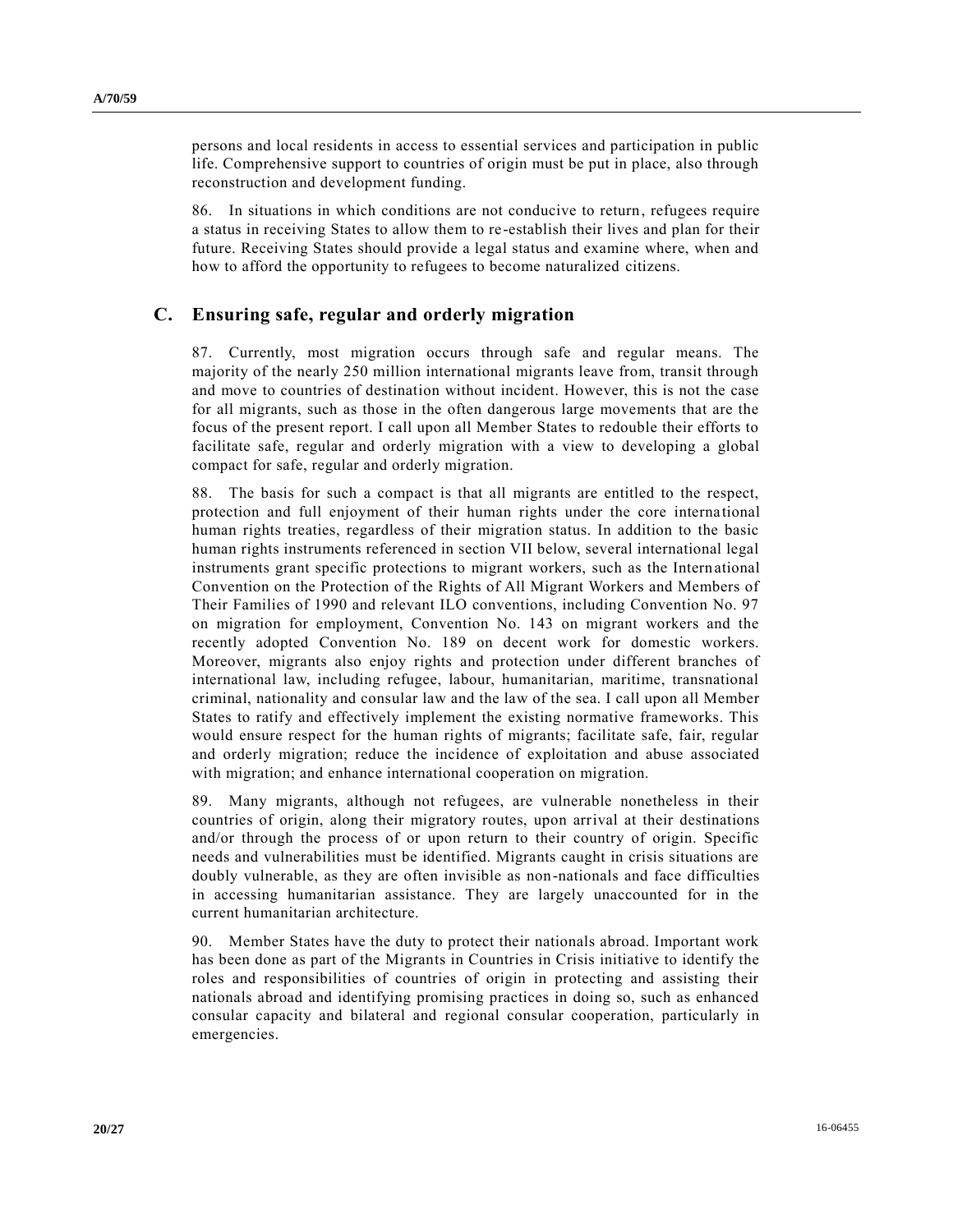persons and local residents in access to essential services and participation in public life. Comprehensive support to countries of origin must be put in place, also through reconstruction and development funding.

86. In situations in which conditions are not conducive to return, refugees require a status in receiving States to allow them to re-establish their lives and plan for their future. Receiving States should provide a legal status and examine where, when and how to afford the opportunity to refugees to become naturalized citizens.

## C. Ensuring safe, regular and orderly migration

87. Currently, most migration occurs through safe and regular means. The majority of the nearly 250 million international migrants leave from, transit through and move to countries of destination without incident. However, this is not the case for all migrants, such as those in the often dangerous large movements that are the focus of the present report. I call upon all Member States to redouble their efforts to facilitate safe, regular and orderly migration with a view to developing a global compact for safe, regular and orderly migration.

88. The basis for such a compact is that all migrants are entitled to the respect, protection and full enjoyment of their human rights under the core international human rights treaties, regardless of their migration status. In addition to the basic human rights instruments referenced in section VII below, several international legal instruments grant specific protections to migrant workers, such as the International Convention on the Protection of the Rights of All Migrant Workers and Members of Their Families of 1990 and relevant ILO conventions, including Convention No. 97 on migration for employment, Convention No. 143 on migrant workers and the recently adopted Convention No. 189 on decent work for domestic workers. Moreover, migrants also enjoy rights and protection under different branches of international law, including refugee, labour, humanitarian, maritime, transnational criminal, nationality and consular law and the law of the sea. I call upon all Member States to ratify and effectively implement the existing normative frameworks. This would ensure respect for the human rights of migrants; facilitate safe, fair, regular and orderly migration; reduce the incidence of exploitation and abuse associated with migration; and enhance international cooperation on migration.

89. Many migrants, although not refugees, are vulnerable nonetheless in their countries of origin, along their migratory routes, upon arrival at their destinations and/or through the process of or upon return to their country of origin. Specific needs and vulnerabilities must be identified. Migrants caught in crisis situations are doubly vulnerable, as they are often invisible as non-nationals and face difficulties in accessing humanitarian assistance. They are largely unaccounted for in the current humanitarian architecture.

90. Member States have the duty to protect their nationals abroad. Important work has been done as part of the Migrants in Countries in Crisis initiative to identify the roles and responsibilities of countries of origin in protecting and assisting their nationals abroad and identifying promising practices in doing so, such as enhanced consular capacity and bilateral and regional consular cooperation, particularly in emergencies.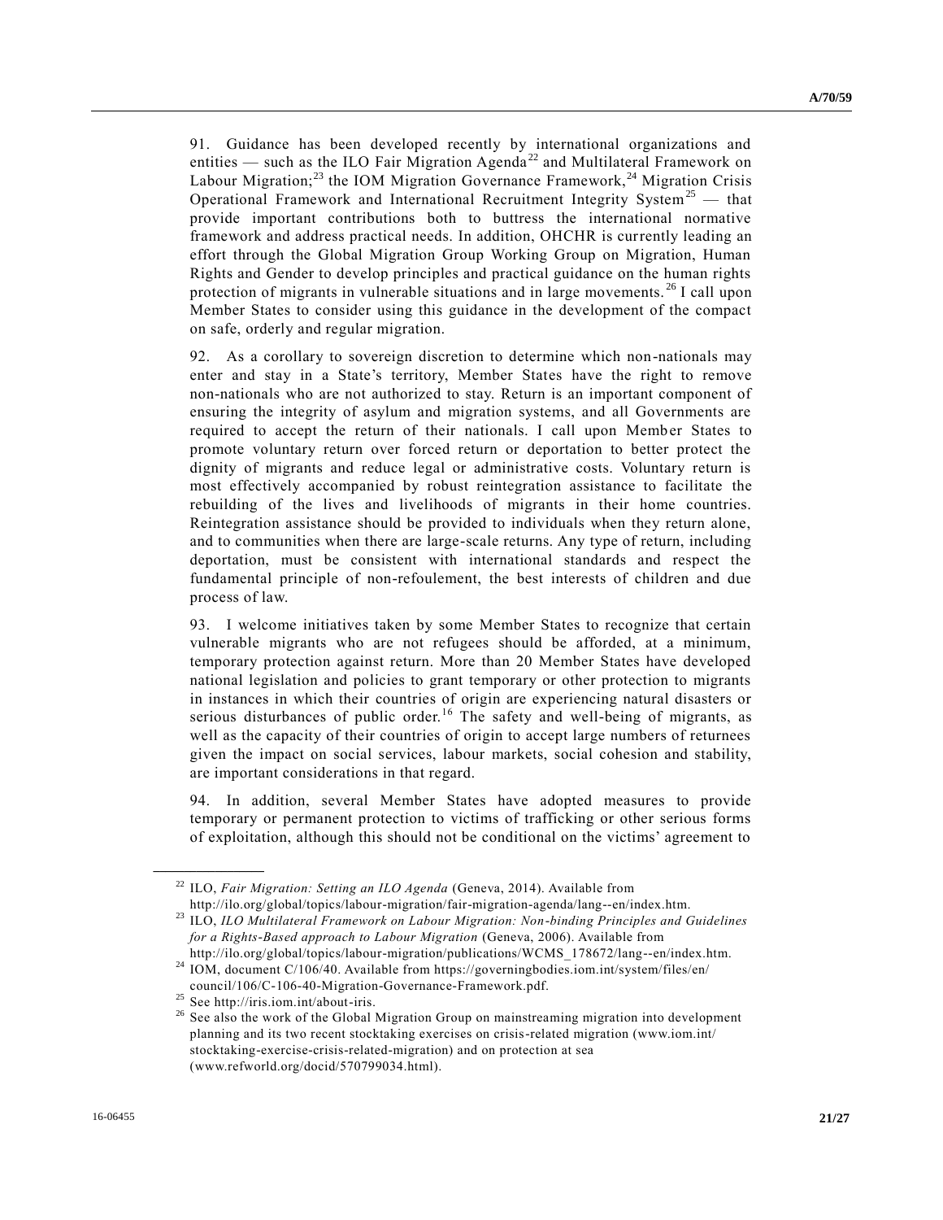91. Guidance has been developed recently by international organizations and entities — such as the ILO Fair Migration Agenda[22] and Multilateral Framework on Labour Migration;[23] the IOM Migration Governance Framework,[24] Migration Crisis Operational Framework and International Recruitment Integrity System[25] — that provide important contributions both to buttress the international normative framework and address practical needs. In addition, OHCHR is currently leading an effort through the Global Migration Group Working Group on Migration, Human Rights and Gender to develop principles and practical guidance on the human rights protection of migrants in vulnerable situations and in large movements.[26] I call upon Member States to consider using this guidance in the development of the compact on safe, orderly and regular migration.

92. As a corollary to sovereign discretion to determine which non-nationals may enter and stay in a State's territory, Member States have the right to remove non-nationals who are not authorized to stay. Return is an important component of ensuring the integrity of asylum and migration systems, and all Governments are required to accept the return of their nationals. I call upon Member States to promote voluntary return over forced return or deportation to better protect the dignity of migrants and reduce legal or administrative costs. Voluntary return is most effectively accompanied by robust reintegration assistance to facilitate the rebuilding of the lives and livelihoods of migrants in their home countries. Reintegration assistance should be provided to individuals when they return alone, and to communities when there are large-scale returns. Any type of return, including deportation, must be consistent with international standards and respect the fundamental principle of non-refoulement, the best interests of children and due process of law.

93. I welcome initiatives taken by some Member States to recognize that certain vulnerable migrants who are not refugees should be afforded, at a minimum, temporary protection against return. More than 20 Member States have developed national legislation and policies to grant temporary or other protection to migrants in instances in which their countries of origin are experiencing natural disasters or serious disturbances of public order.[16] The safety and well-being of migrants, as well as the capacity of their countries of origin to accept large numbers of returnees given the impact on social services, labour markets, social cohesion and stability, are important considerations in that regard.

94. In addition, several Member States have adopted measures to provide temporary or permanent protection to victims of trafficking or other serious forms of exploitation, although this should not be conditional on the victims' agreement to

---

[22] ILO, *Fair Migration: Setting an ILO Agenda* (Geneva, 2014). Available from http://ilo.org/global/topics/labour-migration/fair-migration-agenda/lang--en/index.htm.

[23] ILO, *ILO Multilateral Framework on Labour Migration: Non-binding Principles and Guidelines for a Rights-Based approach to Labour Migration* (Geneva, 2006). Available from http://ilo.org/global/topics/labour-migration/publications/WCMS_178672/lang--en/index.htm.

[24] IOM, document C/106/40. Available from https://governingbodies.iom.int/system/files/en/council/106/C-106-40-Migration-Governance-Framework.pdf.

[25] See http://iris.iom.int/about-iris.

[26] See also the work of the Global Migration Group on mainstreaming migration into development planning and its two recent stocktaking exercises on crisis-related migration (www.iom.int/stocktaking-exercise-crisis-related-migration) and on protection at sea (www.refworld.org/docid/570799034.html).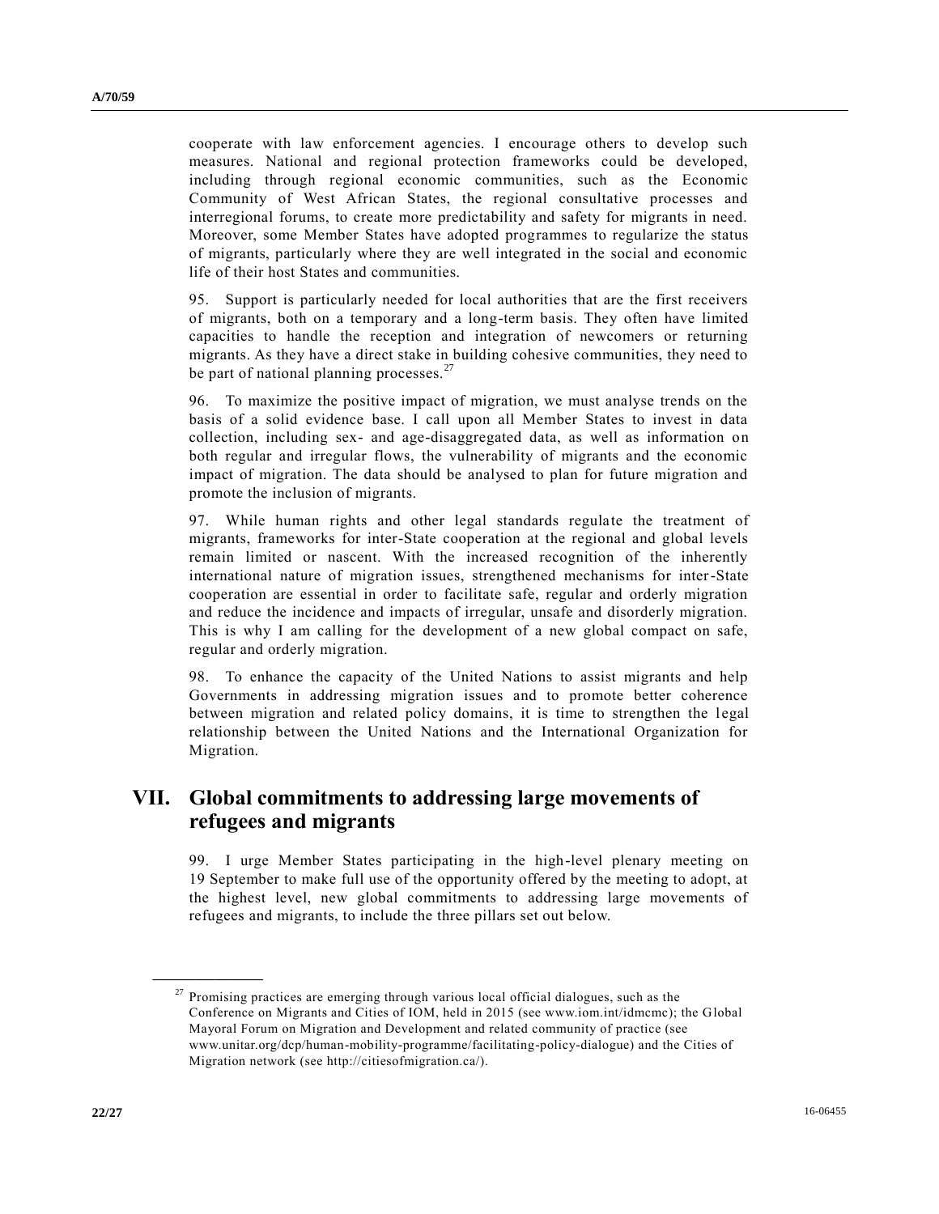cooperate with law enforcement agencies. I encourage others to develop such measures. National and regional protection frameworks could be developed, including through regional economic communities, such as the Economic Community of West African States, the regional consultative processes and interregional forums, to create more predictability and safety for migrants in need. Moreover, some Member States have adopted programmes to regularize the status of migrants, particularly where they are well integrated in the social and economic life of their host States and communities.

95. Support is particularly needed for local authorities that are the first receivers of migrants, both on a temporary and a long-term basis. They often have limited capacities to handle the reception and integration of newcomers or returning migrants. As they have a direct stake in building cohesive communities, they need to be part of national planning processes.[27]

96. To maximize the positive impact of migration, we must analyse trends on the basis of a solid evidence base. I call upon all Member States to invest in data collection, including sex- and age-disaggregated data, as well as information on both regular and irregular flows, the vulnerability of migrants and the economic impact of migration. The data should be analysed to plan for future migration and promote the inclusion of migrants.

97. While human rights and other legal standards regulate the treatment of migrants, frameworks for inter-State cooperation at the regional and global levels remain limited or nascent. With the increased recognition of the inherently international nature of migration issues, strengthened mechanisms for inter-State cooperation are essential in order to facilitate safe, regular and orderly migration and reduce the incidence and impacts of irregular, unsafe and disorderly migration. This is why I am calling for the development of a new global compact on safe, regular and orderly migration.

98. To enhance the capacity of the United Nations to assist migrants and help Governments in addressing migration issues and to promote better coherence between migration and related policy domains, it is time to strengthen the legal relationship between the United Nations and the International Organization for Migration.

## VII. Global commitments to addressing large movements of refugees and migrants

99. I urge Member States participating in the high-level plenary meeting on 19 September to make full use of the opportunity offered by the meeting to adopt, at the highest level, new global commitments to addressing large movements of refugees and migrants, to include the three pillars set out below.

---

[27] Promising practices are emerging through various local official dialogues, such as the Conference on Migrants and Cities of IOM, held in 2015 (see www.iom.int/idmcmc); the Global Mayoral Forum on Migration and Development and related community of practice (see www.unitar.org/dcp/human-mobility-programme/facilitating-policy-dialogue) and the Cities of Migration network (see http://citiesofmigration.ca/).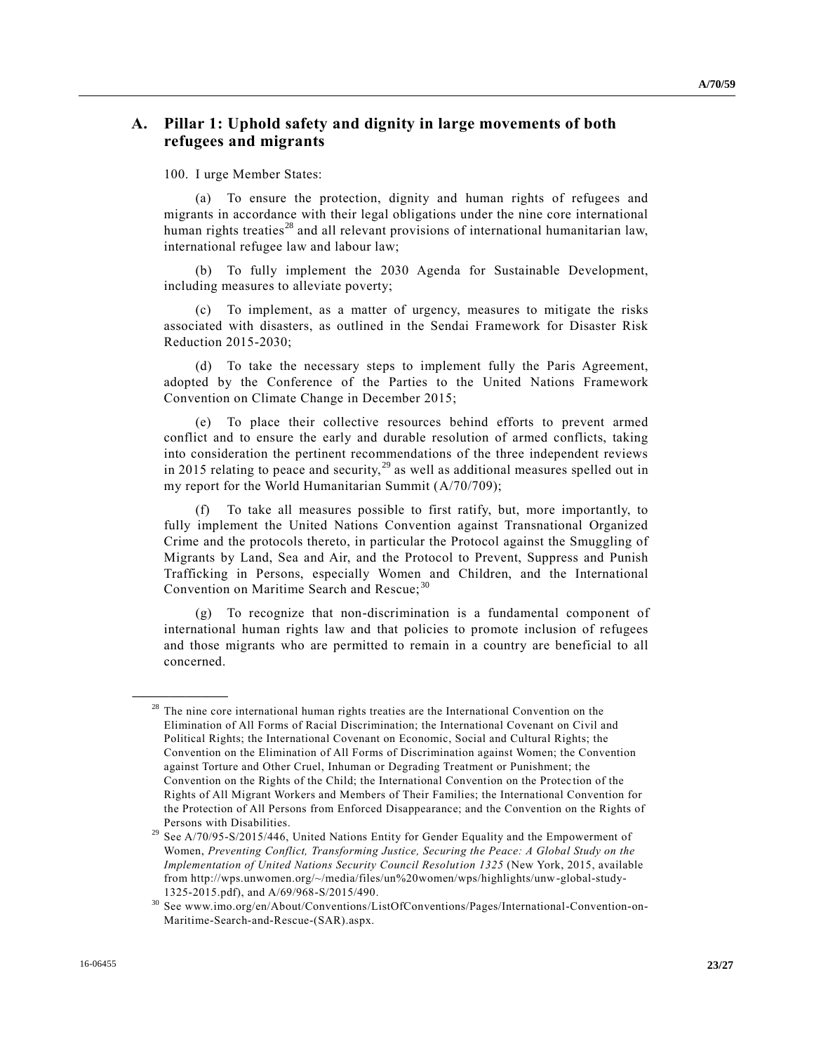## A. Pillar 1: Uphold safety and dignity in large movements of both refugees and migrants

100. I urge Member States:

(a) To ensure the protection, dignity and human rights of refugees and migrants in accordance with their legal obligations under the nine core international human rights treaties[28] and all relevant provisions of international humanitarian law, international refugee law and labour law;

(b) To fully implement the 2030 Agenda for Sustainable Development, including measures to alleviate poverty;

(c) To implement, as a matter of urgency, measures to mitigate the risks associated with disasters, as outlined in the Sendai Framework for Disaster Risk Reduction 2015-2030;

(d) To take the necessary steps to implement fully the Paris Agreement, adopted by the Conference of the Parties to the United Nations Framework Convention on Climate Change in December 2015;

(e) To place their collective resources behind efforts to prevent armed conflict and to ensure the early and durable resolution of armed conflicts, taking into consideration the pertinent recommendations of the three independent reviews in 2015 relating to peace and security,[29] as well as additional measures spelled out in my report for the World Humanitarian Summit (A/70/709);

(f) To take all measures possible to first ratify, but, more importantly, to fully implement the United Nations Convention against Transnational Organized Crime and the protocols thereto, in particular the Protocol against the Smuggling of Migrants by Land, Sea and Air, and the Protocol to Prevent, Suppress and Punish Trafficking in Persons, especially Women and Children, and the International Convention on Maritime Search and Rescue;[30]

(g) To recognize that non-discrimination is a fundamental component of international human rights law and that policies to promote inclusion of refugees and those migrants who are permitted to remain in a country are beneficial to all concerned.

---

[28] The nine core international human rights treaties are the International Convention on the Elimination of All Forms of Racial Discrimination; the International Covenant on Civil and Political Rights; the International Covenant on Economic, Social and Cultural Rights; the Convention on the Elimination of All Forms of Discrimination against Women; the Convention against Torture and Other Cruel, Inhuman or Degrading Treatment or Punishment; the Convention on the Rights of the Child; the International Convention on the Protection of the Rights of All Migrant Workers and Members of Their Families; the International Convention for the Protection of All Persons from Enforced Disappearance; and the Convention on the Rights of Persons with Disabilities.

[29] See A/70/95-S/2015/446, United Nations Entity for Gender Equality and the Empowerment of Women, *Preventing Conflict, Transforming Justice, Securing the Peace: A Global Study on the Implementation of United Nations Security Council Resolution 1325* (New York, 2015, available from http://wps.unwomen.org/~/media/files/un%20women/wps/highlights/unw-global-study-1325-2015.pdf), and A/69/968-S/2015/490.

[30] See www.imo.org/en/About/Conventions/ListOfConventions/Pages/International-Convention-on-Maritime-Search-and-Rescue-(SAR).aspx.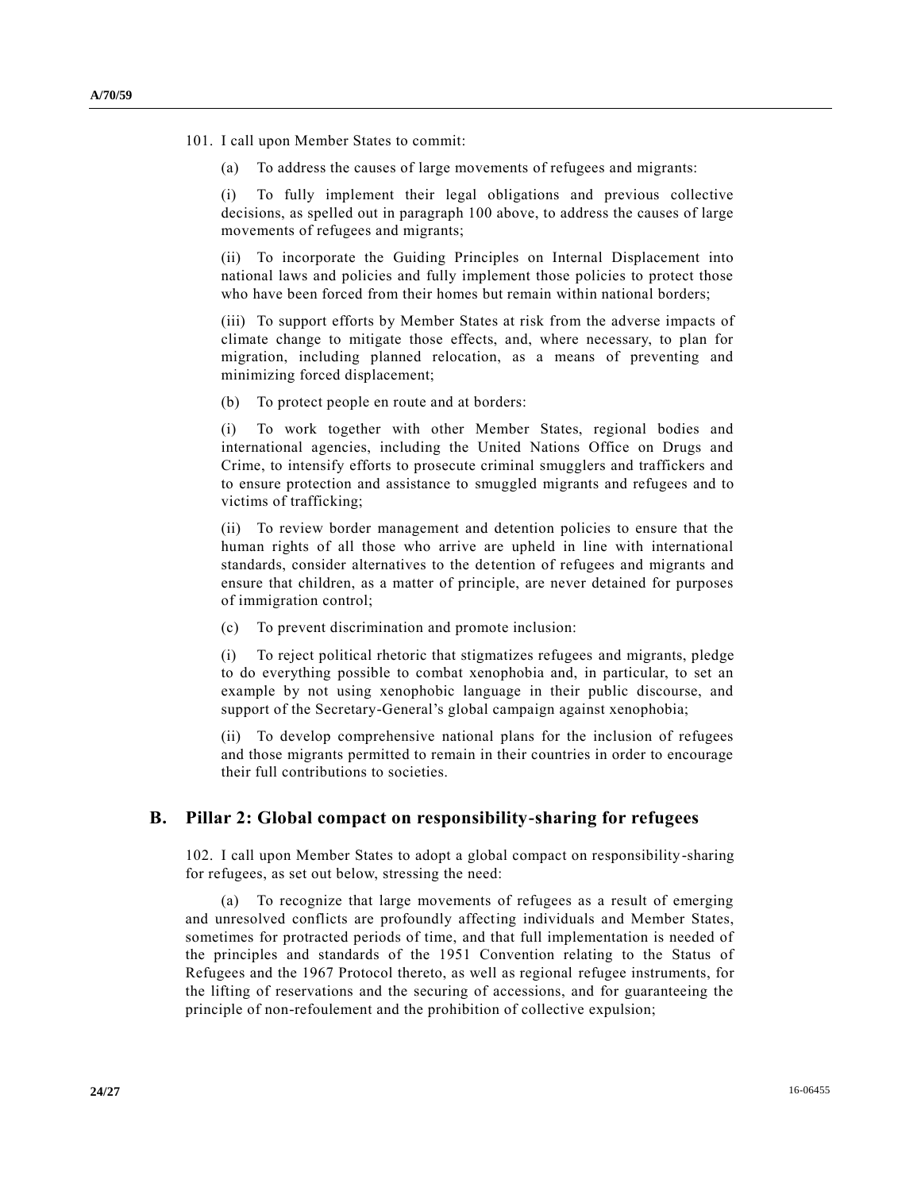101. I call upon Member States to commit:

(a) To address the causes of large movements of refugees and migrants:

(i) To fully implement their legal obligations and previous collective decisions, as spelled out in paragraph 100 above, to address the causes of large movements of refugees and migrants;

(ii) To incorporate the Guiding Principles on Internal Displacement into national laws and policies and fully implement those policies to protect those who have been forced from their homes but remain within national borders;

(iii) To support efforts by Member States at risk from the adverse impacts of climate change to mitigate those effects, and, where necessary, to plan for migration, including planned relocation, as a means of preventing and minimizing forced displacement;

(b) To protect people en route and at borders:

(i) To work together with other Member States, regional bodies and international agencies, including the United Nations Office on Drugs and Crime, to intensify efforts to prosecute criminal smugglers and traffickers and to ensure protection and assistance to smuggled migrants and refugees and to victims of trafficking;

(ii) To review border management and detention policies to ensure that the human rights of all those who arrive are upheld in line with international standards, consider alternatives to the detention of refugees and migrants and ensure that children, as a matter of principle, are never detained for purposes of immigration control;

(c) To prevent discrimination and promote inclusion:

(i) To reject political rhetoric that stigmatizes refugees and migrants, pledge to do everything possible to combat xenophobia and, in particular, to set an example by not using xenophobic language in their public discourse, and support of the Secretary-General's global campaign against xenophobia;

(ii) To develop comprehensive national plans for the inclusion of refugees and those migrants permitted to remain in their countries in order to encourage their full contributions to societies.

## B. Pillar 2: Global compact on responsibility-sharing for refugees

102. I call upon Member States to adopt a global compact on responsibility-sharing for refugees, as set out below, stressing the need:

(a) To recognize that large movements of refugees as a result of emerging and unresolved conflicts are profoundly affecting individuals and Member States, sometimes for protracted periods of time, and that full implementation is needed of the principles and standards of the 1951 Convention relating to the Status of Refugees and the 1967 Protocol thereto, as well as regional refugee instruments, for the lifting of reservations and the securing of accessions, and for guaranteeing the principle of non-refoulement and the prohibition of collective expulsion;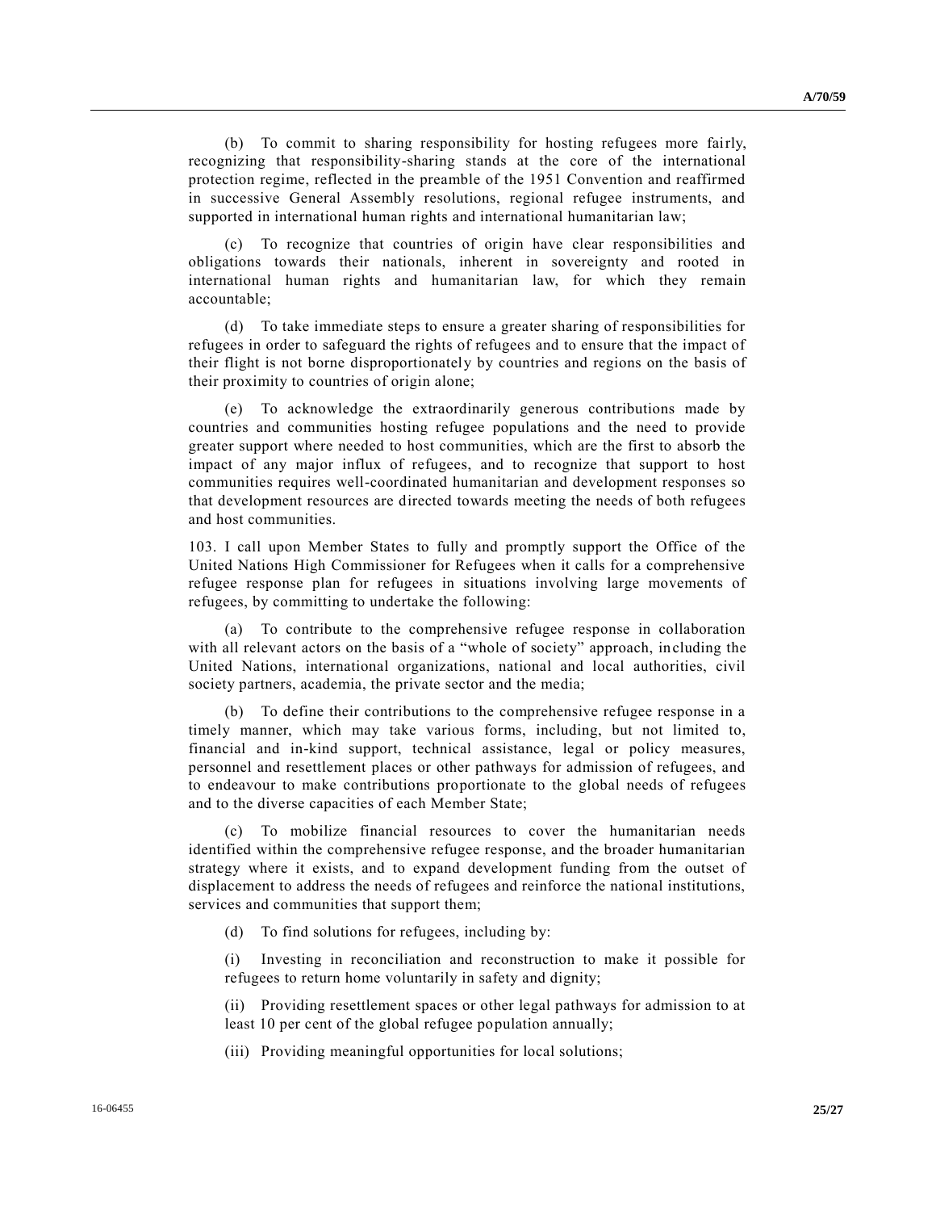(b) To commit to sharing responsibility for hosting refugees more fairly, recognizing that responsibility-sharing stands at the core of the international protection regime, reflected in the preamble of the 1951 Convention and reaffirmed in successive General Assembly resolutions, regional refugee instruments, and supported in international human rights and international humanitarian law;

(c) To recognize that countries of origin have clear responsibilities and obligations towards their nationals, inherent in sovereignty and rooted in international human rights and humanitarian law, for which they remain accountable;

(d) To take immediate steps to ensure a greater sharing of responsibilities for refugees in order to safeguard the rights of refugees and to ensure that the impact of their flight is not borne disproportionately by countries and regions on the basis of their proximity to countries of origin alone;

(e) To acknowledge the extraordinarily generous contributions made by countries and communities hosting refugee populations and the need to provide greater support where needed to host communities, which are the first to absorb the impact of any major influx of refugees, and to recognize that support to host communities requires well-coordinated humanitarian and development responses so that development resources are directed towards meeting the needs of both refugees and host communities.

103. I call upon Member States to fully and promptly support the Office of the United Nations High Commissioner for Refugees when it calls for a comprehensive refugee response plan for refugees in situations involving large movements of refugees, by committing to undertake the following:

(a) To contribute to the comprehensive refugee response in collaboration with all relevant actors on the basis of a "whole of society" approach, including the United Nations, international organizations, national and local authorities, civil society partners, academia, the private sector and the media;

(b) To define their contributions to the comprehensive refugee response in a timely manner, which may take various forms, including, but not limited to, financial and in-kind support, technical assistance, legal or policy measures, personnel and resettlement places or other pathways for admission of refugees, and to endeavour to make contributions proportionate to the global needs of refugees and to the diverse capacities of each Member State;

(c) To mobilize financial resources to cover the humanitarian needs identified within the comprehensive refugee response, and the broader humanitarian strategy where it exists, and to expand development funding from the outset of displacement to address the needs of refugees and reinforce the national institutions, services and communities that support them;

(d) To find solutions for refugees, including by:

(i) Investing in reconciliation and reconstruction to make it possible for refugees to return home voluntarily in safety and dignity;

(ii) Providing resettlement spaces or other legal pathways for admission to at least 10 per cent of the global refugee population annually;

(iii) Providing meaningful opportunities for local solutions;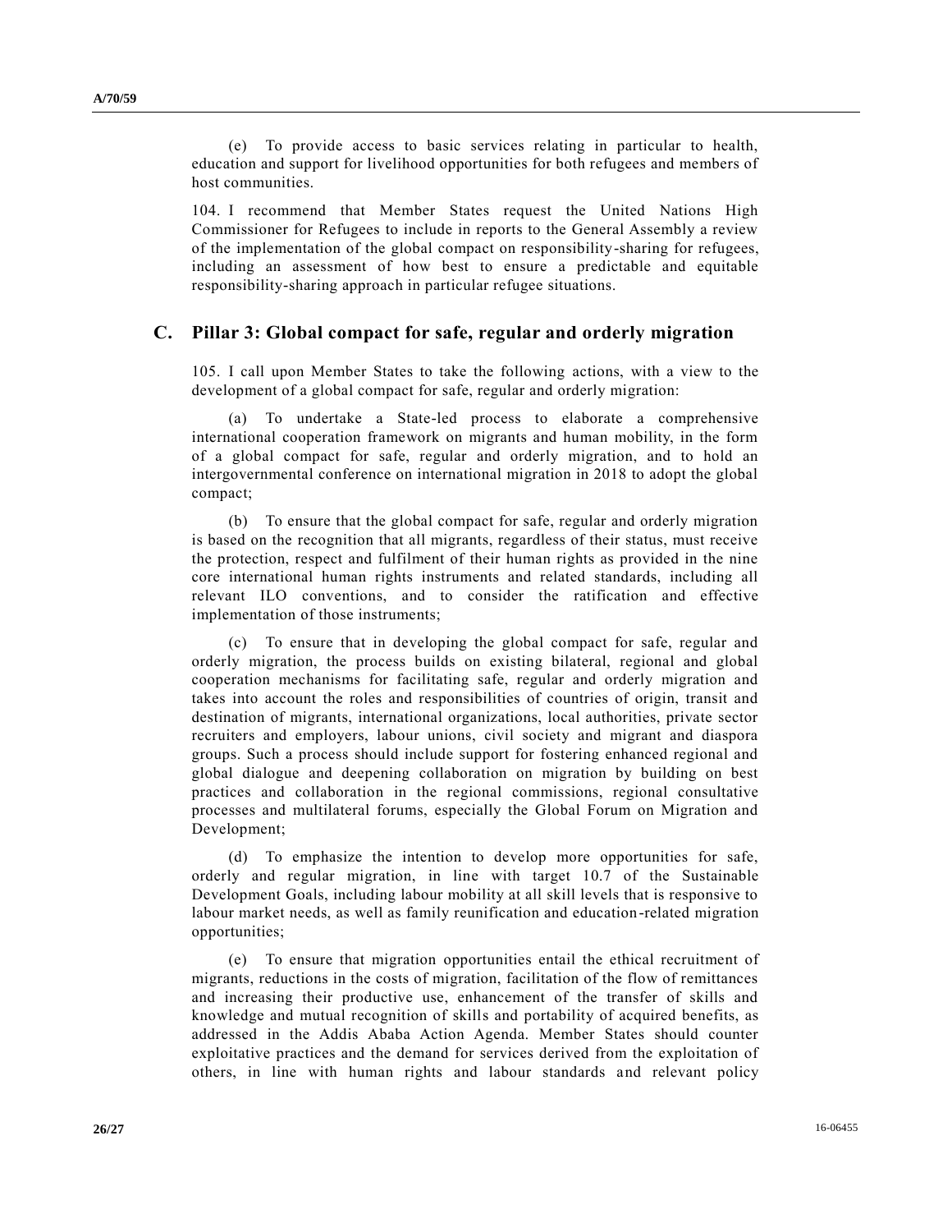(e) To provide access to basic services relating in particular to health, education and support for livelihood opportunities for both refugees and members of host communities.

104. I recommend that Member States request the United Nations High Commissioner for Refugees to include in reports to the General Assembly a review of the implementation of the global compact on responsibility-sharing for refugees, including an assessment of how best to ensure a predictable and equitable responsibility-sharing approach in particular refugee situations.

## C. Pillar 3: Global compact for safe, regular and orderly migration

105. I call upon Member States to take the following actions, with a view to the development of a global compact for safe, regular and orderly migration:

(a) To undertake a State-led process to elaborate a comprehensive international cooperation framework on migrants and human mobility, in the form of a global compact for safe, regular and orderly migration, and to hold an intergovernmental conference on international migration in 2018 to adopt the global compact;

(b) To ensure that the global compact for safe, regular and orderly migration is based on the recognition that all migrants, regardless of their status, must receive the protection, respect and fulfilment of their human rights as provided in the nine core international human rights instruments and related standards, including all relevant ILO conventions, and to consider the ratification and effective implementation of those instruments;

(c) To ensure that in developing the global compact for safe, regular and orderly migration, the process builds on existing bilateral, regional and global cooperation mechanisms for facilitating safe, regular and orderly migration and takes into account the roles and responsibilities of countries of origin, transit and destination of migrants, international organizations, local authorities, private sector recruiters and employers, labour unions, civil society and migrant and diaspora groups. Such a process should include support for fostering enhanced regional and global dialogue and deepening collaboration on migration by building on best practices and collaboration in the regional commissions, regional consultative processes and multilateral forums, especially the Global Forum on Migration and Development;

(d) To emphasize the intention to develop more opportunities for safe, orderly and regular migration, in line with target 10.7 of the Sustainable Development Goals, including labour mobility at all skill levels that is responsive to labour market needs, as well as family reunification and education-related migration opportunities;

(e) To ensure that migration opportunities entail the ethical recruitment of migrants, reductions in the costs of migration, facilitation of the flow of remittances and increasing their productive use, enhancement of the transfer of skills and knowledge and mutual recognition of skills and portability of acquired benefits, as addressed in the Addis Ababa Action Agenda. Member States should counter exploitative practices and the demand for services derived from the exploitation of others, in line with human rights and labour standards and relevant policy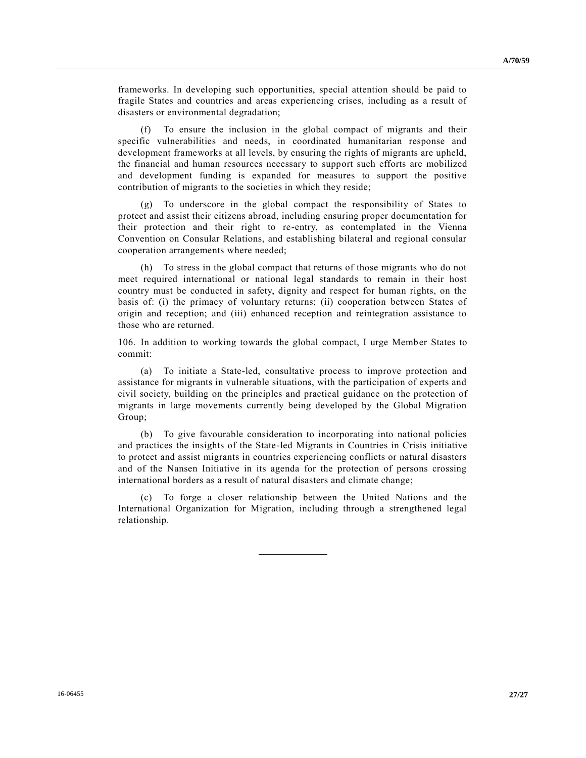frameworks. In developing such opportunities, special attention should be paid to fragile States and countries and areas experiencing crises, including as a result of disasters or environmental degradation;

(f) To ensure the inclusion in the global compact of migrants and their specific vulnerabilities and needs, in coordinated humanitarian response and development frameworks at all levels, by ensuring the rights of migrants are upheld, the financial and human resources necessary to support such efforts are mobilized and development funding is expanded for measures to support the positive contribution of migrants to the societies in which they reside;

(g) To underscore in the global compact the responsibility of States to protect and assist their citizens abroad, including ensuring proper documentation for their protection and their right to re-entry, as contemplated in the Vienna Convention on Consular Relations, and establishing bilateral and regional consular cooperation arrangements where needed;

(h) To stress in the global compact that returns of those migrants who do not meet required international or national legal standards to remain in their host country must be conducted in safety, dignity and respect for human rights, on the basis of: (i) the primacy of voluntary returns; (ii) cooperation between States of origin and reception; and (iii) enhanced reception and reintegration assistance to those who are returned.

106. In addition to working towards the global compact, I urge Member States to commit:

(a) To initiate a State-led, consultative process to improve protection and assistance for migrants in vulnerable situations, with the participation of experts and civil society, building on the principles and practical guidance on the protection of migrants in large movements currently being developed by the Global Migration Group;

(b) To give favourable consideration to incorporating into national policies and practices the insights of the State-led Migrants in Countries in Crisis initiative to protect and assist migrants in countries experiencing conflicts or natural disasters and of the Nansen Initiative in its agenda for the protection of persons crossing international borders as a result of natural disasters and climate change;

(c) To forge a closer relationship between the United Nations and the International Organization for Migration, including through a strengthened legal relationship.